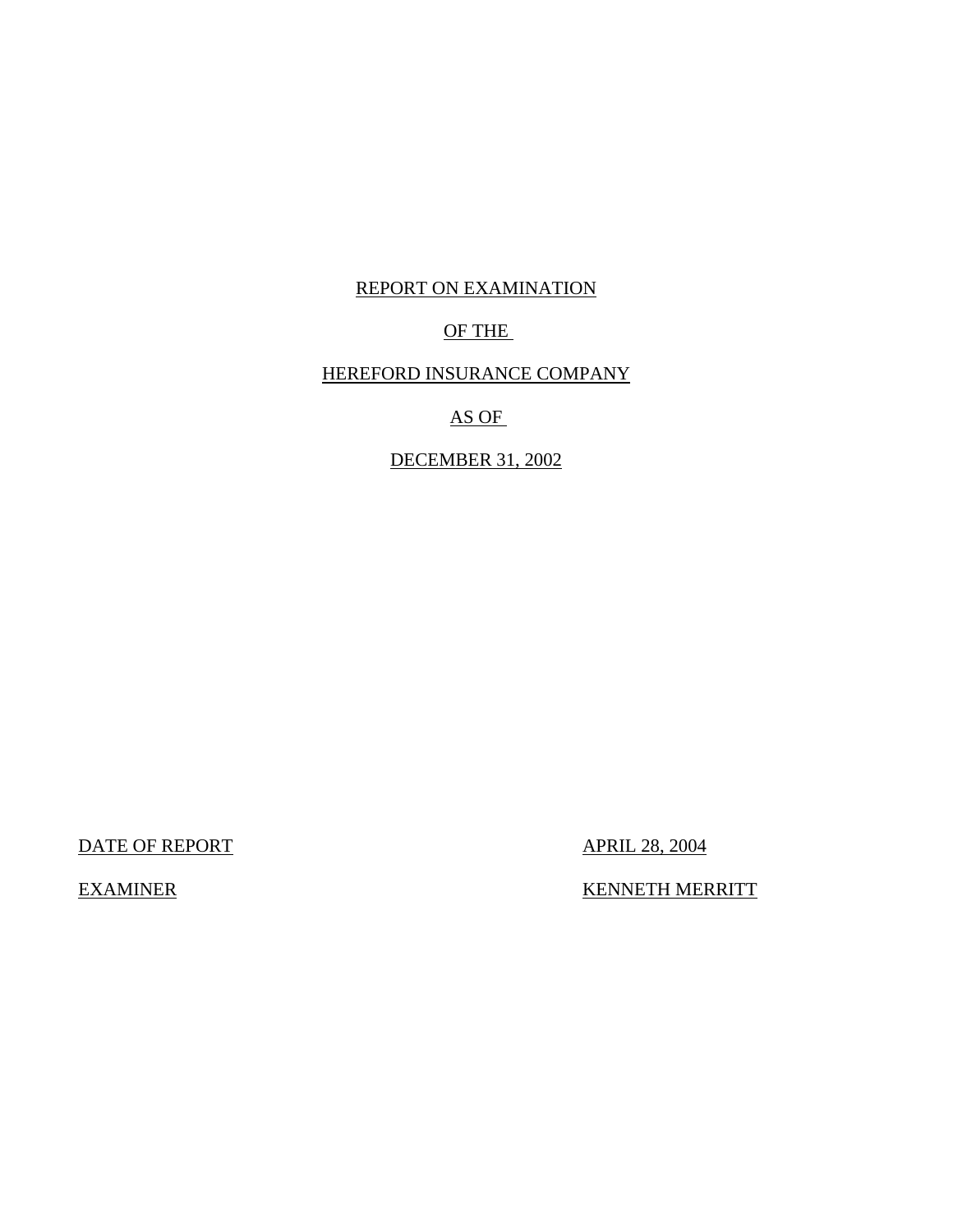REPORT ON EXAMINATION

OF THE

HEREFORD INSURANCE COMPANY

AS OF

DECEMBER 31, 2002

| DATE OF REPORT | APRIL 28, 2004 |
|---|---|
| EXAMINER | KENNETH MERRITT |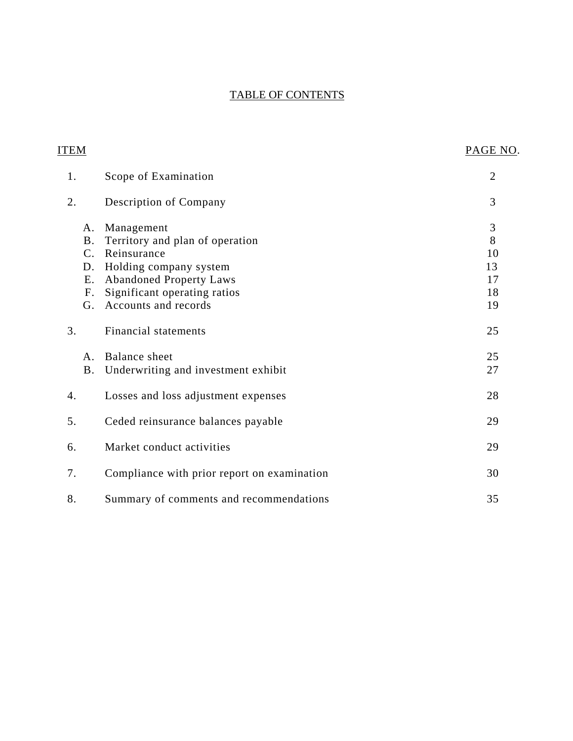# TABLE OF CONTENTS

| ITEM | | | PAGE NO. |
|---|---|---|---|
| 1. | | Scope of Examination | 2 |
| 2. | | Description of Company | 3 |
| | A. | Management | 3 |
| | B. | Territory and plan of operation | 8 |
| | C. | Reinsurance | 10 |
| | D. | Holding company system | 13 |
| | E. | Abandoned Property Laws | 17 |
| | F. | Significant operating ratios | 18 |
| | G. | Accounts and records | 19 |
| 3. | | Financial statements | 25 |
| | A. | Balance sheet | 25 |
| | B. | Underwriting and investment exhibit | 27 |
| 4. | | Losses and loss adjustment expenses | 28 |
| 5. | | Ceded reinsurance balances payable | 29 |
| 6. | | Market conduct activities | 29 |
| 7. | | Compliance with prior report on examination | 30 |
| 8. | | Summary of comments and recommendations | 35 |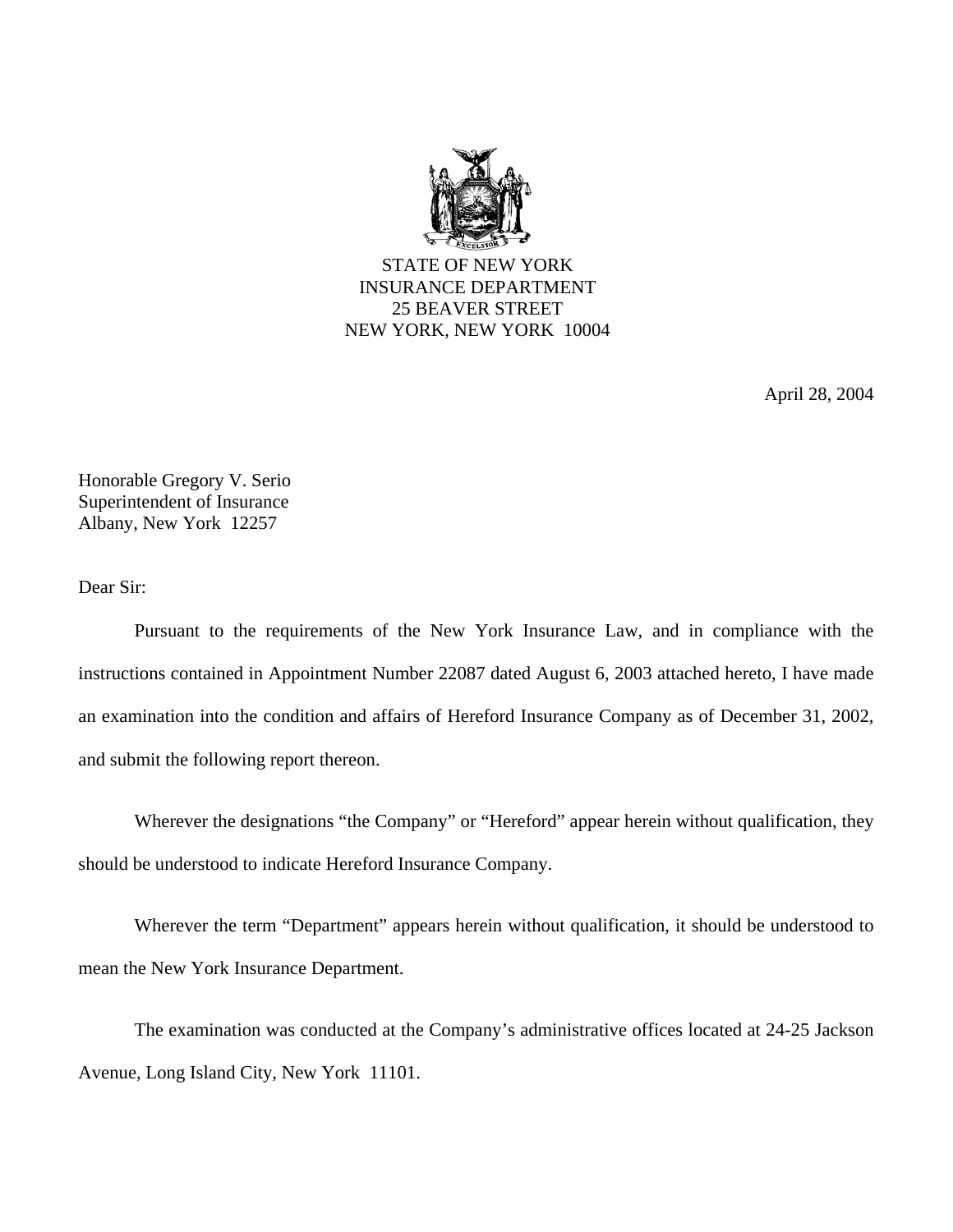STATE OF NEW YORK
INSURANCE DEPARTMENT
25 BEAVER STREET
NEW YORK, NEW YORK 10004

April 28, 2004

Honorable Gregory V. Serio
Superintendent of Insurance
Albany, New York 12257

Dear Sir:

Pursuant to the requirements of the New York Insurance Law, and in compliance with the instructions contained in Appointment Number 22087 dated August 6, 2003 attached hereto, I have made an examination into the condition and affairs of Hereford Insurance Company as of December 31, 2002, and submit the following report thereon.

Wherever the designations "the Company" or "Hereford" appear herein without qualification, they should be understood to indicate Hereford Insurance Company.

Wherever the term "Department" appears herein without qualification, it should be understood to mean the New York Insurance Department.

The examination was conducted at the Company's administrative offices located at 24-25 Jackson Avenue, Long Island City, New York 11101.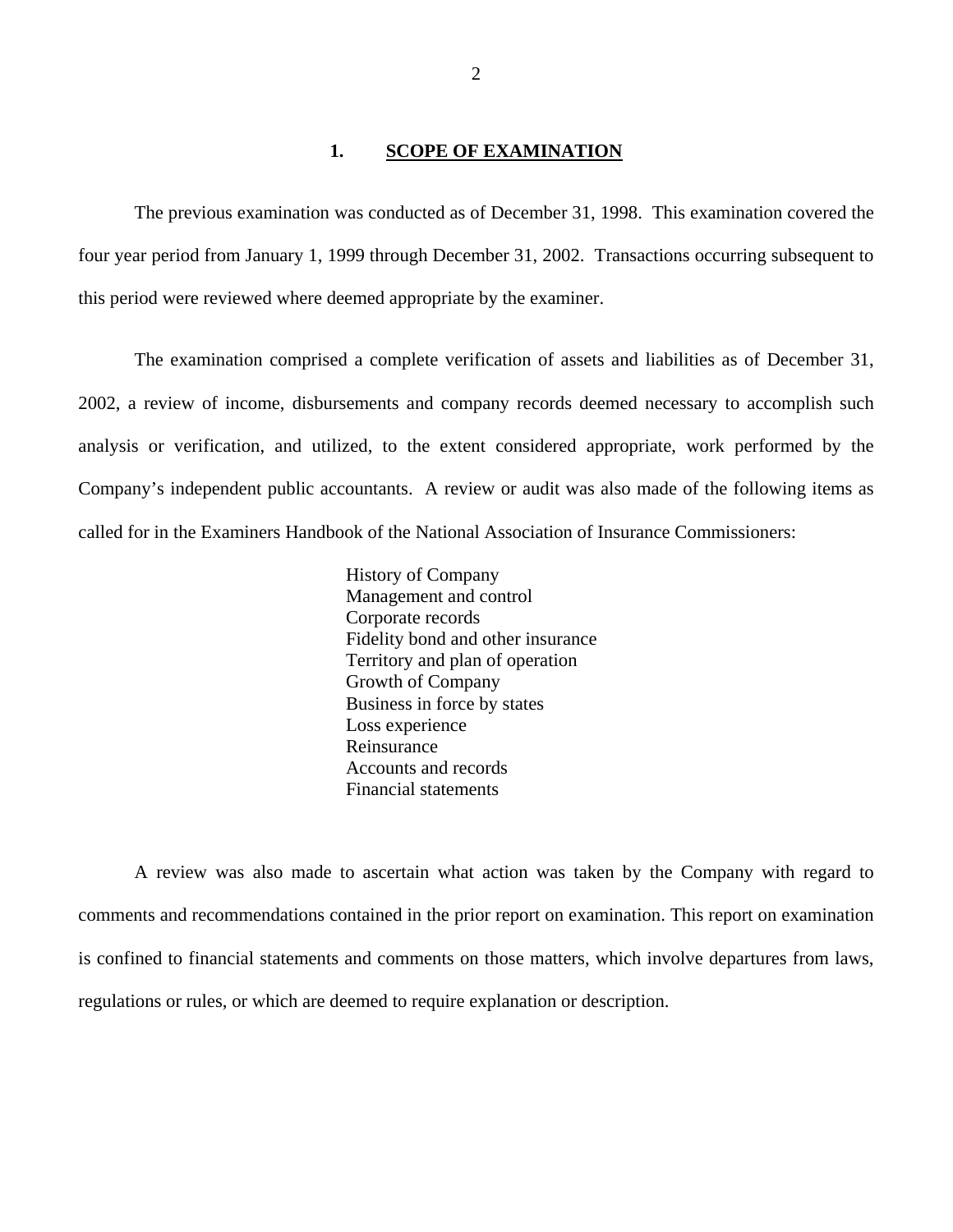## 1. SCOPE OF EXAMINATION

The previous examination was conducted as of December 31, 1998. This examination covered the four year period from January 1, 1999 through December 31, 2002. Transactions occurring subsequent to this period were reviewed where deemed appropriate by the examiner.

The examination comprised a complete verification of assets and liabilities as of December 31, 2002, a review of income, disbursements and company records deemed necessary to accomplish such analysis or verification, and utilized, to the extent considered appropriate, work performed by the Company's independent public accountants. A review or audit was also made of the following items as called for in the Examiners Handbook of the National Association of Insurance Commissioners:

- History of Company
- Management and control
- Corporate records
- Fidelity bond and other insurance
- Territory and plan of operation
- Growth of Company
- Business in force by states
- Loss experience
- Reinsurance
- Accounts and records
- Financial statements

A review was also made to ascertain what action was taken by the Company with regard to comments and recommendations contained in the prior report on examination. This report on examination is confined to financial statements and comments on those matters, which involve departures from laws, regulations or rules, or which are deemed to require explanation or description.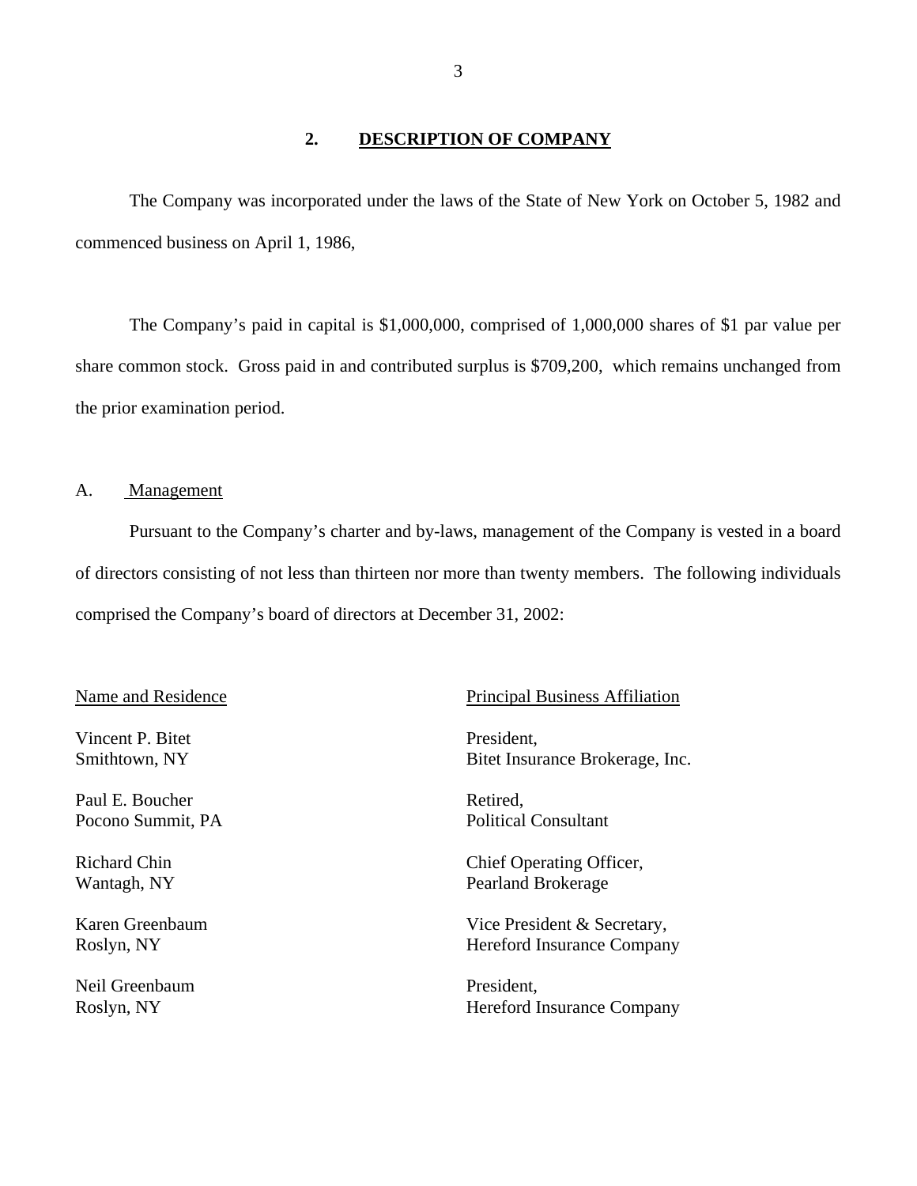## 2. DESCRIPTION OF COMPANY

The Company was incorporated under the laws of the State of New York on October 5, 1982 and commenced business on April 1, 1986,

The Company's paid in capital is $1,000,000, comprised of 1,000,000 shares of $1 par value per share common stock. Gross paid in and contributed surplus is $709,200, which remains unchanged from the prior examination period.

### A. Management

Pursuant to the Company's charter and by-laws, management of the Company is vested in a board of directors consisting of not less than thirteen nor more than twenty members. The following individuals comprised the Company's board of directors at December 31, 2002:

| Name and Residence | Principal Business Affiliation |
|---|---|
| Vincent P. Bitet<br>Smithtown, NY | President,<br>Bitet Insurance Brokerage, Inc. |
| Paul E. Boucher<br>Pocono Summit, PA | Retired,<br>Political Consultant |
| Richard Chin<br>Wantagh, NY | Chief Operating Officer,<br>Pearland Brokerage |
| Karen Greenbaum<br>Roslyn, NY | Vice President & Secretary,<br>Hereford Insurance Company |
| Neil Greenbaum<br>Roslyn, NY | President,<br>Hereford Insurance Company |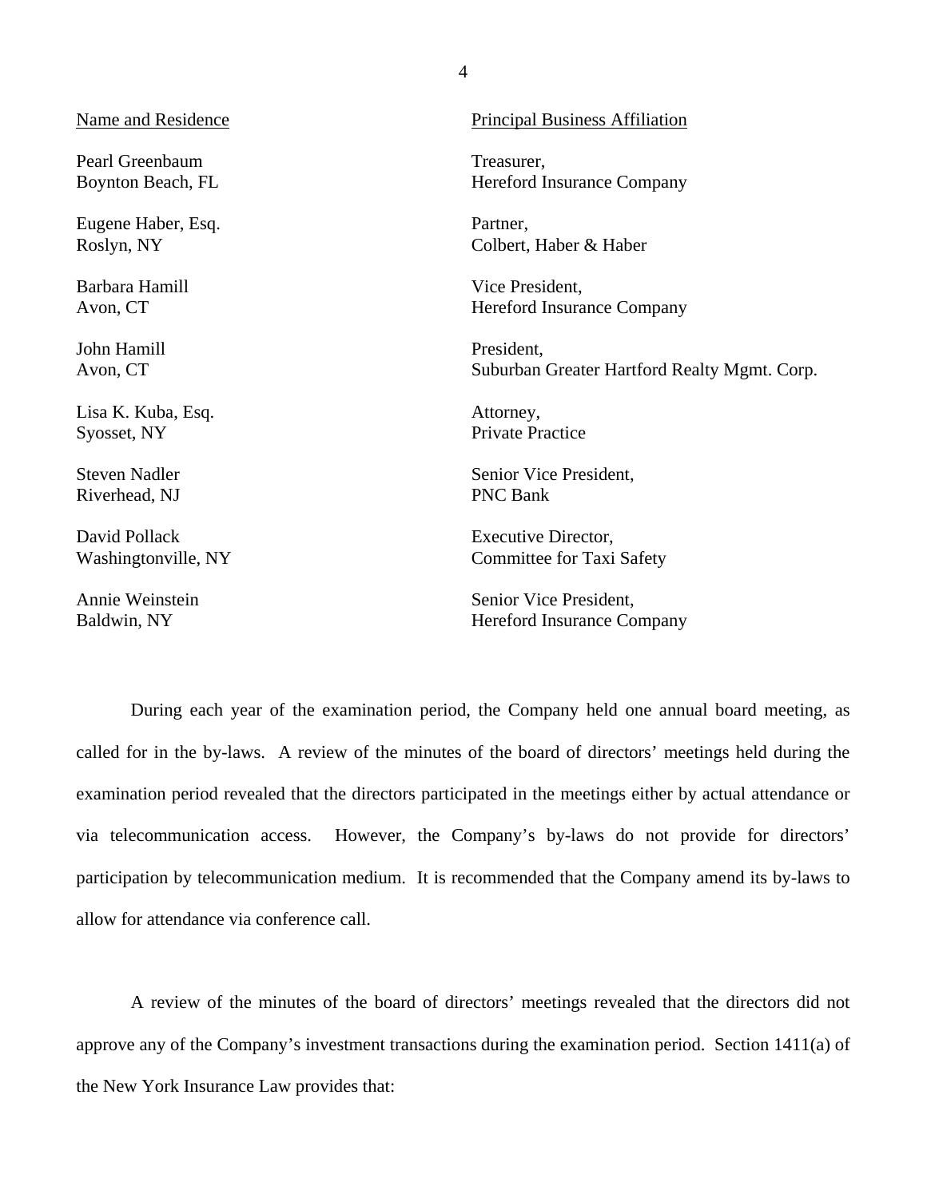| Name and Residence | Principal Business Affiliation |
|---|---|
| Pearl Greenbaum<br>Boynton Beach, FL | Treasurer,<br>Hereford Insurance Company |
| Eugene Haber, Esq.<br>Roslyn, NY | Partner,<br>Colbert, Haber & Haber |
| Barbara Hamill<br>Avon, CT | Vice President,<br>Hereford Insurance Company |
| John Hamill<br>Avon, CT | President,<br>Suburban Greater Hartford Realty Mgmt. Corp. |
| Lisa K. Kuba, Esq.<br>Syosset, NY | Attorney,<br>Private Practice |
| Steven Nadler<br>Riverhead, NJ | Senior Vice President,<br>PNC Bank |
| David Pollack<br>Washingtonville, NY | Executive Director,<br>Committee for Taxi Safety |
| Annie Weinstein<br>Baldwin, NY | Senior Vice President,<br>Hereford Insurance Company |

During each year of the examination period, the Company held one annual board meeting, as called for in the by-laws. A review of the minutes of the board of directors' meetings held during the examination period revealed that the directors participated in the meetings either by actual attendance or via telecommunication access. However, the Company's by-laws do not provide for directors' participation by telecommunication medium. It is recommended that the Company amend its by-laws to allow for attendance via conference call.

A review of the minutes of the board of directors' meetings revealed that the directors did not approve any of the Company's investment transactions during the examination period. Section 1411(a) of the New York Insurance Law provides that: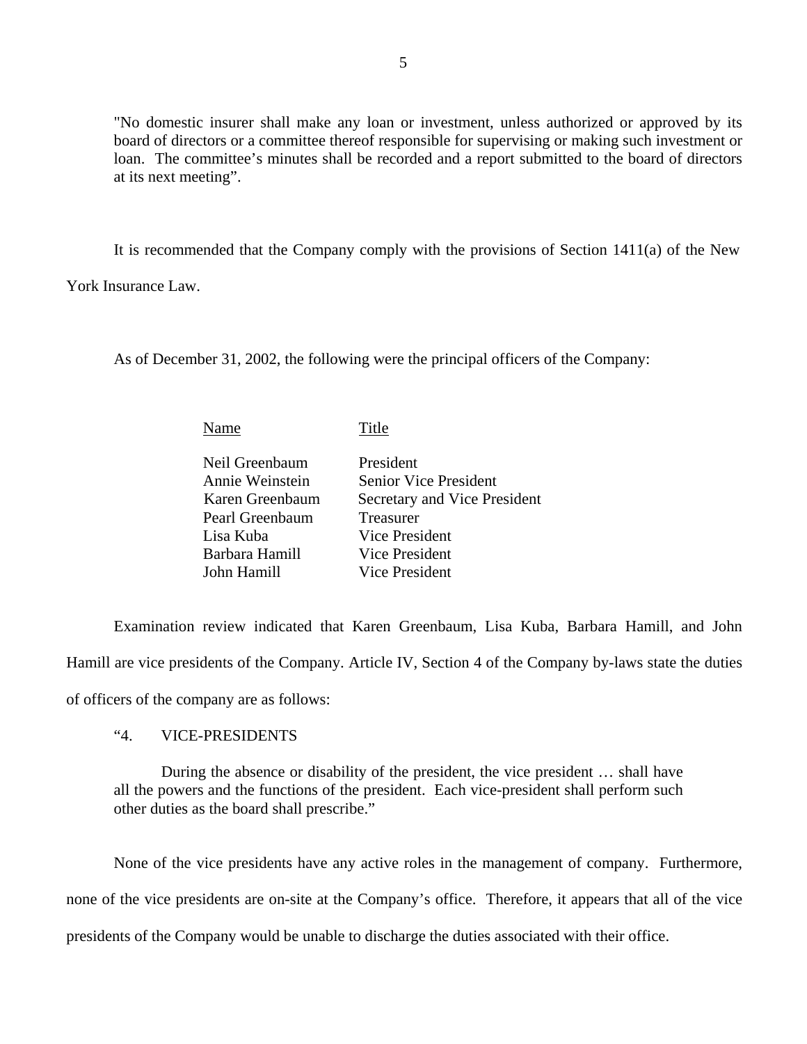"No domestic insurer shall make any loan or investment, unless authorized or approved by its board of directors or a committee thereof responsible for supervising or making such investment or loan. The committee's minutes shall be recorded and a report submitted to the board of directors at its next meeting".

It is recommended that the Company comply with the provisions of Section 1411(a) of the New York Insurance Law.

As of December 31, 2002, the following were the principal officers of the Company:

| Name | Title |
|---|---|
| Neil Greenbaum | President |
| Annie Weinstein | Senior Vice President |
| Karen Greenbaum | Secretary and Vice President |
| Pearl Greenbaum | Treasurer |
| Lisa Kuba | Vice President |
| Barbara Hamill | Vice President |
| John Hamill | Vice President |

Examination review indicated that Karen Greenbaum, Lisa Kuba, Barbara Hamill, and John Hamill are vice presidents of the Company. Article IV, Section 4 of the Company by-laws state the duties of officers of the company are as follows:

"4. VICE-PRESIDENTS

During the absence or disability of the president, the vice president … shall have all the powers and the functions of the president. Each vice-president shall perform such other duties as the board shall prescribe."

None of the vice presidents have any active roles in the management of company. Furthermore, none of the vice presidents are on-site at the Company's office. Therefore, it appears that all of the vice presidents of the Company would be unable to discharge the duties associated with their office.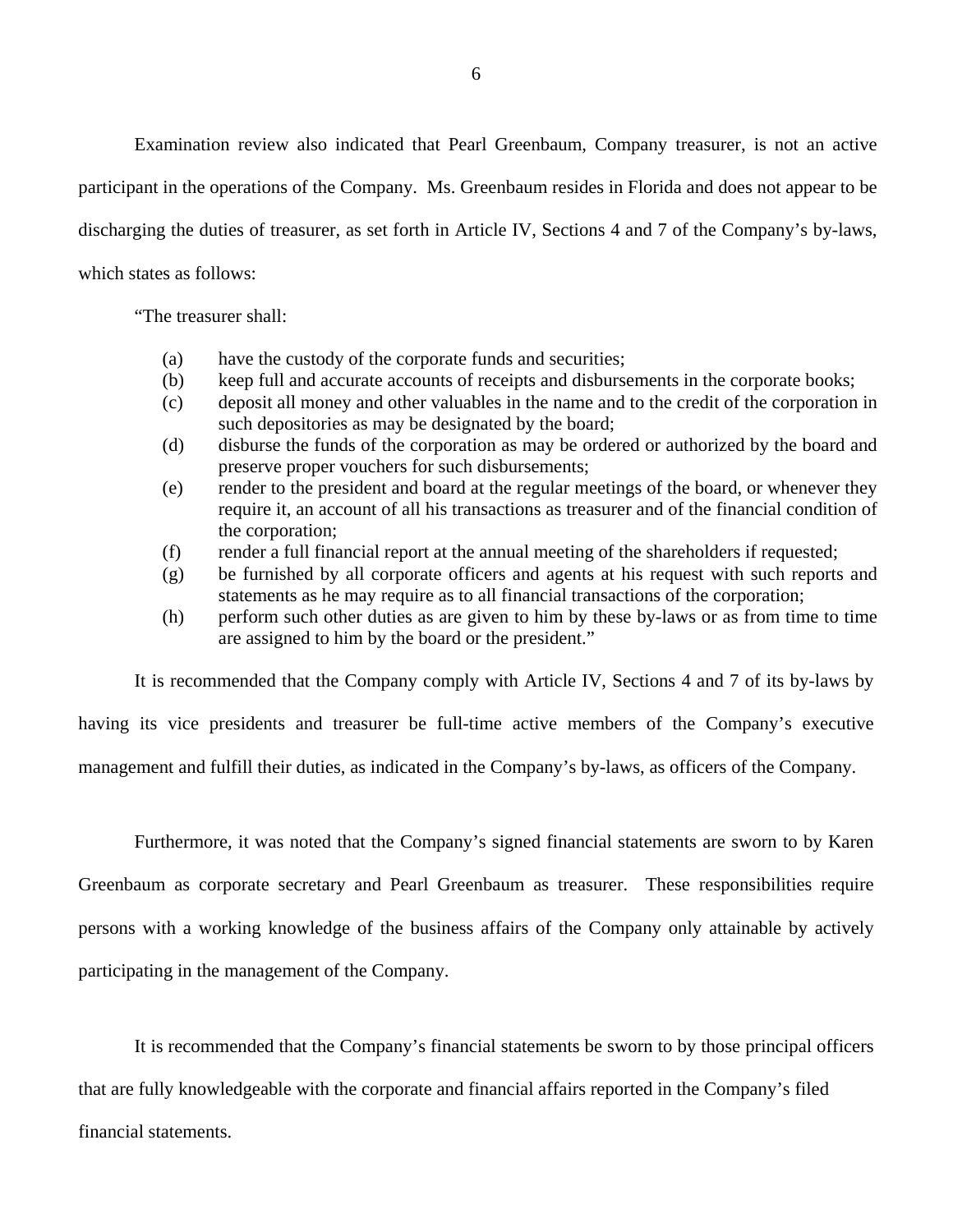Examination review also indicated that Pearl Greenbaum, Company treasurer, is not an active participant in the operations of the Company. Ms. Greenbaum resides in Florida and does not appear to be discharging the duties of treasurer, as set forth in Article IV, Sections 4 and 7 of the Company's by-laws, which states as follows:

"The treasurer shall:

- (a) have the custody of the corporate funds and securities;
- (b) keep full and accurate accounts of receipts and disbursements in the corporate books;
- (c) deposit all money and other valuables in the name and to the credit of the corporation in such depositories as may be designated by the board;
- (d) disburse the funds of the corporation as may be ordered or authorized by the board and preserve proper vouchers for such disbursements;
- (e) render to the president and board at the regular meetings of the board, or whenever they require it, an account of all his transactions as treasurer and of the financial condition of the corporation;
- (f) render a full financial report at the annual meeting of the shareholders if requested;
- (g) be furnished by all corporate officers and agents at his request with such reports and statements as he may require as to all financial transactions of the corporation;
- (h) perform such other duties as are given to him by these by-laws or as from time to time are assigned to him by the board or the president."

It is recommended that the Company comply with Article IV, Sections 4 and 7 of its by-laws by having its vice presidents and treasurer be full-time active members of the Company's executive management and fulfill their duties, as indicated in the Company's by-laws, as officers of the Company.

Furthermore, it was noted that the Company's signed financial statements are sworn to by Karen Greenbaum as corporate secretary and Pearl Greenbaum as treasurer. These responsibilities require persons with a working knowledge of the business affairs of the Company only attainable by actively participating in the management of the Company.

It is recommended that the Company's financial statements be sworn to by those principal officers that are fully knowledgeable with the corporate and financial affairs reported in the Company's filed financial statements.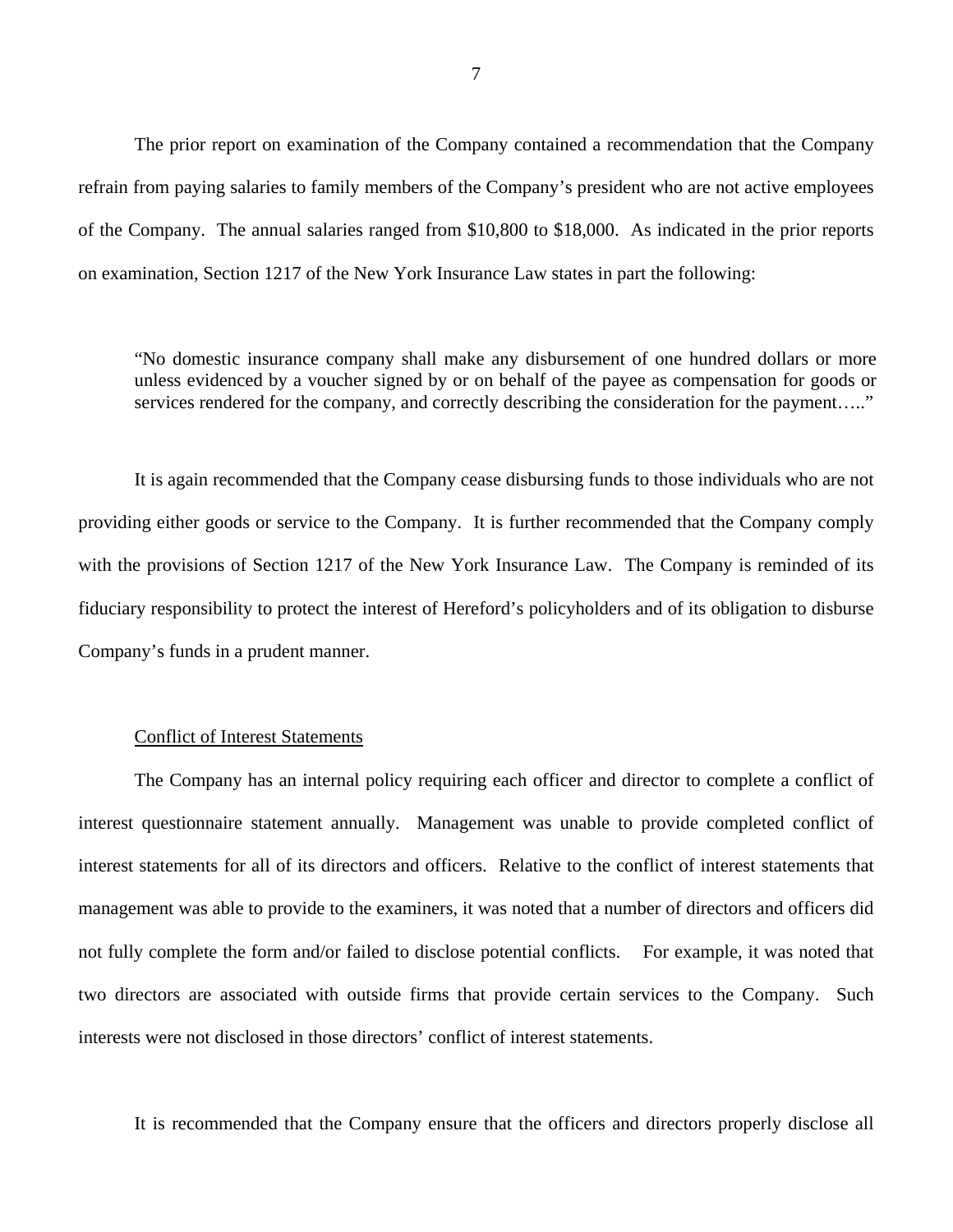The prior report on examination of the Company contained a recommendation that the Company refrain from paying salaries to family members of the Company's president who are not active employees of the Company. The annual salaries ranged from $10,800 to $18,000. As indicated in the prior reports on examination, Section 1217 of the New York Insurance Law states in part the following:

> "No domestic insurance company shall make any disbursement of one hundred dollars or more unless evidenced by a voucher signed by or on behalf of the payee as compensation for goods or services rendered for the company, and correctly describing the consideration for the payment….."

It is again recommended that the Company cease disbursing funds to those individuals who are not providing either goods or service to the Company. It is further recommended that the Company comply with the provisions of Section 1217 of the New York Insurance Law. The Company is reminded of its fiduciary responsibility to protect the interest of Hereford's policyholders and of its obligation to disburse Company's funds in a prudent manner.

Conflict of Interest Statements

The Company has an internal policy requiring each officer and director to complete a conflict of interest questionnaire statement annually. Management was unable to provide completed conflict of interest statements for all of its directors and officers. Relative to the conflict of interest statements that management was able to provide to the examiners, it was noted that a number of directors and officers did not fully complete the form and/or failed to disclose potential conflicts. For example, it was noted that two directors are associated with outside firms that provide certain services to the Company. Such interests were not disclosed in those directors' conflict of interest statements.

It is recommended that the Company ensure that the officers and directors properly disclose all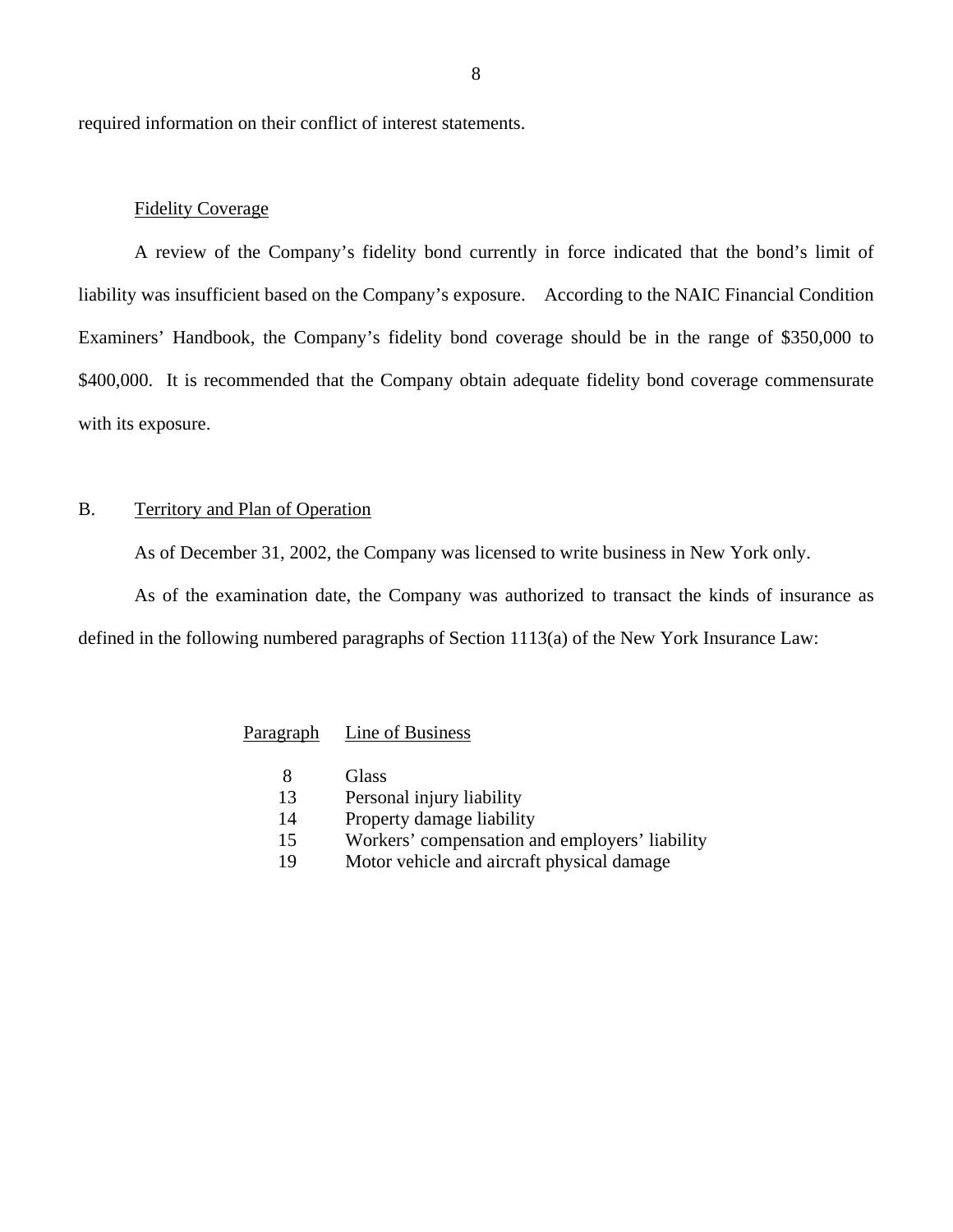required information on their conflict of interest statements.

Fidelity Coverage

A review of the Company's fidelity bond currently in force indicated that the bond's limit of liability was insufficient based on the Company's exposure. According to the NAIC Financial Condition Examiners' Handbook, the Company's fidelity bond coverage should be in the range of $350,000 to $400,000. It is recommended that the Company obtain adequate fidelity bond coverage commensurate with its exposure.

## B. Territory and Plan of Operation

As of December 31, 2002, the Company was licensed to write business in New York only.

As of the examination date, the Company was authorized to transact the kinds of insurance as defined in the following numbered paragraphs of Section 1113(a) of the New York Insurance Law:

| Paragraph | Line of Business |
|---|---|
| 8 | Glass |
| 13 | Personal injury liability |
| 14 | Property damage liability |
| 15 | Workers' compensation and employers' liability |
| 19 | Motor vehicle and aircraft physical damage |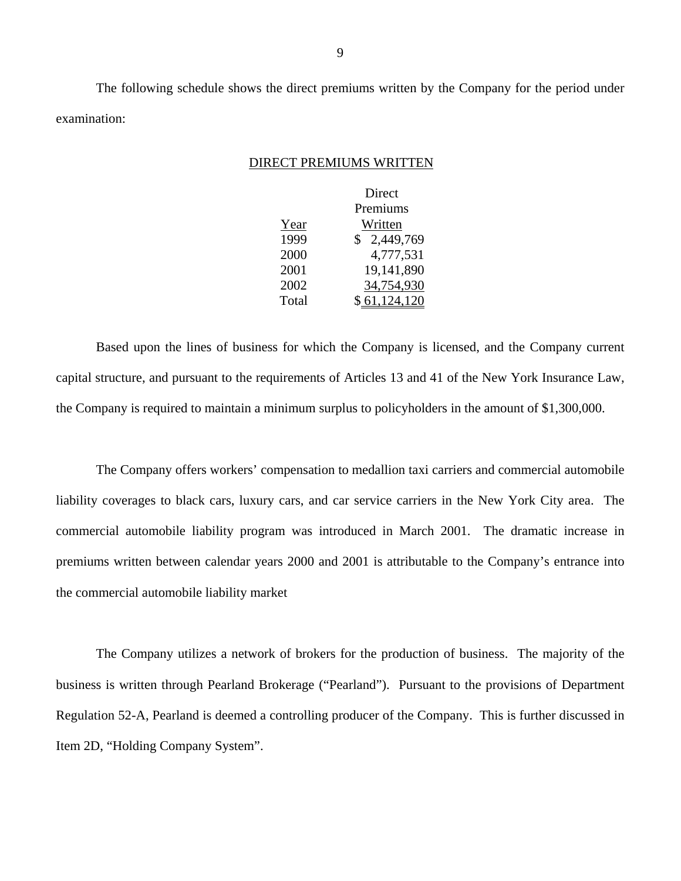The following schedule shows the direct premiums written by the Company for the period under examination:

DIRECT PREMIUMS WRITTEN

| Year | Direct Premiums Written |
|---|---|
| 1999 | $ 2,449,769 |
| 2000 | 4,777,531 |
| 2001 | 19,141,890 |
| 2002 | 34,754,930 |
| Total | $ 61,124,120 |

Based upon the lines of business for which the Company is licensed, and the Company current capital structure, and pursuant to the requirements of Articles 13 and 41 of the New York Insurance Law, the Company is required to maintain a minimum surplus to policyholders in the amount of $1,300,000.

The Company offers workers' compensation to medallion taxi carriers and commercial automobile liability coverages to black cars, luxury cars, and car service carriers in the New York City area. The commercial automobile liability program was introduced in March 2001. The dramatic increase in premiums written between calendar years 2000 and 2001 is attributable to the Company's entrance into the commercial automobile liability market

The Company utilizes a network of brokers for the production of business. The majority of the business is written through Pearland Brokerage ("Pearland"). Pursuant to the provisions of Department Regulation 52-A, Pearland is deemed a controlling producer of the Company. This is further discussed in Item 2D, "Holding Company System".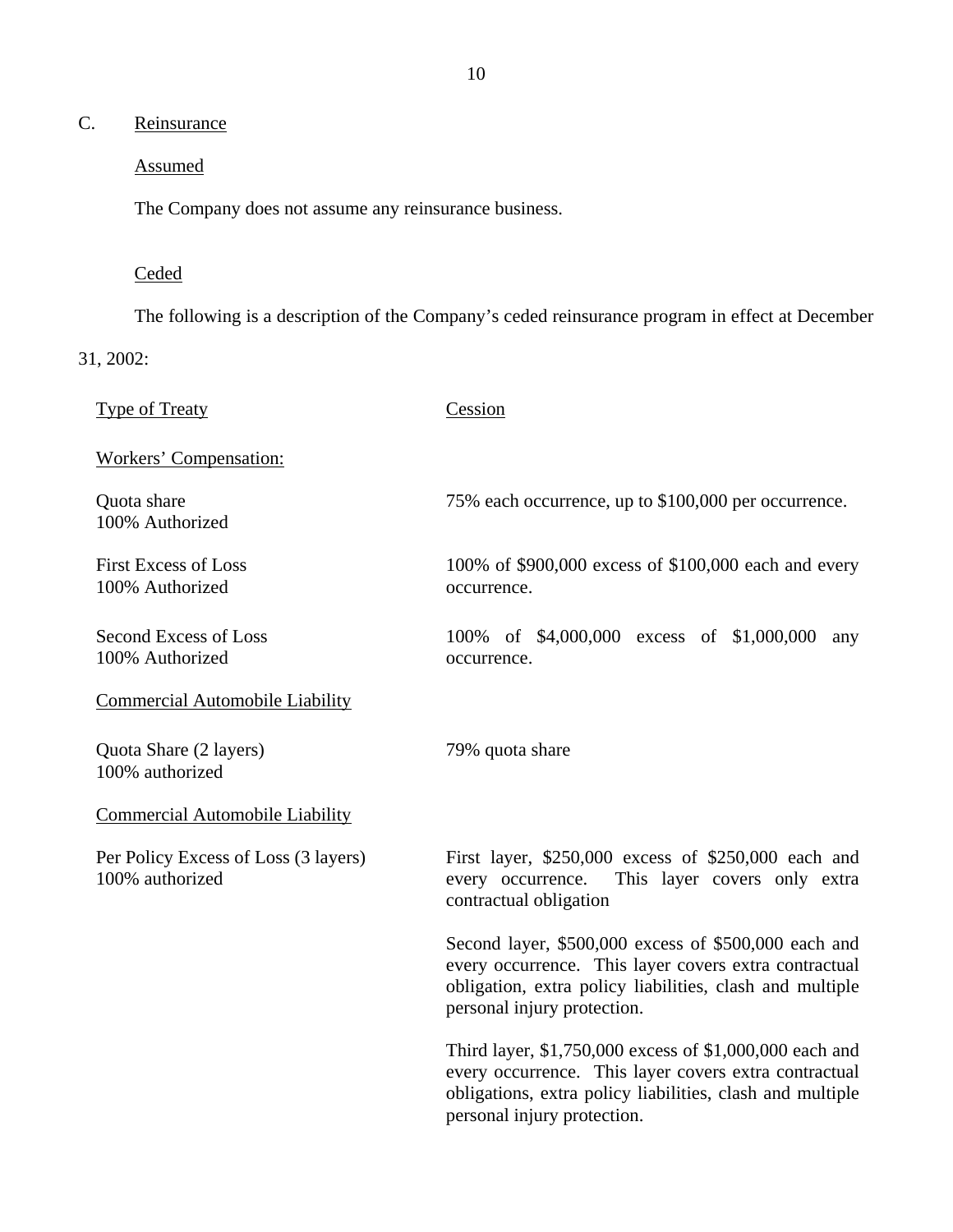## C. Reinsurance

### Assumed

The Company does not assume any reinsurance business.

### Ceded

The following is a description of the Company's ceded reinsurance program in effect at December 31, 2002:

| Type of Treaty | Cession |
|---|---|
| Workers' Compensation: | |
| Quota share<br>100% Authorized | 75% each occurrence, up to $100,000 per occurrence. |
| First Excess of Loss<br>100% Authorized | 100% of $900,000 excess of $100,000 each and every occurrence. |
| Second Excess of Loss<br>100% Authorized | 100% of $4,000,000 excess of $1,000,000 any occurrence. |
| Commercial Automobile Liability | |
| Quota Share (2 layers)<br>100% authorized | 79% quota share |
| Commercial Automobile Liability | |
| Per Policy Excess of Loss (3 layers)<br>100% authorized | First layer, $250,000 excess of $250,000 each and every occurrence. This layer covers only extra contractual obligation |
| | Second layer, $500,000 excess of $500,000 each and every occurrence. This layer covers extra contractual obligation, extra policy liabilities, clash and multiple personal injury protection. |
| | Third layer, $1,750,000 excess of $1,000,000 each and every occurrence. This layer covers extra contractual obligations, extra policy liabilities, clash and multiple personal injury protection. |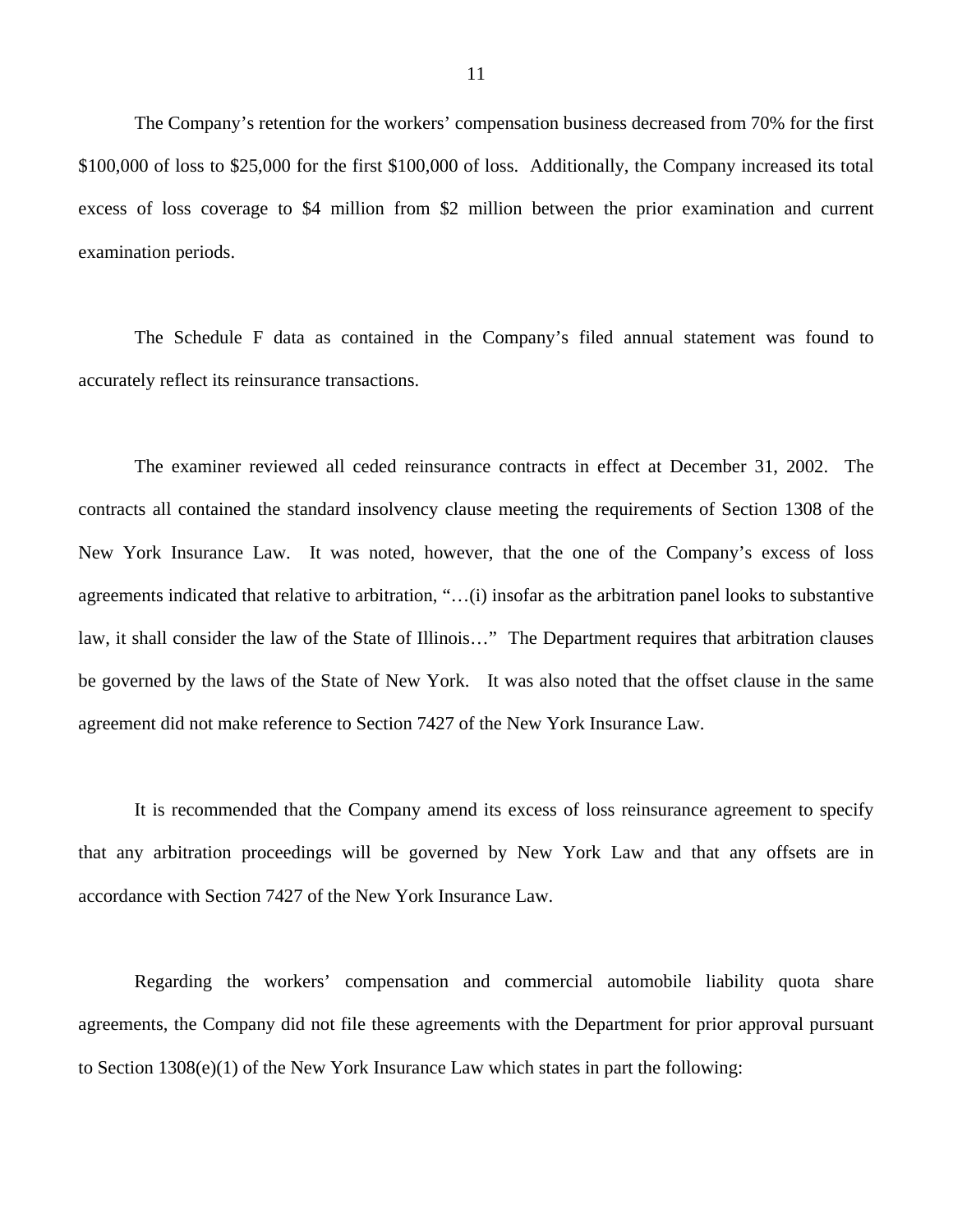The Company's retention for the workers' compensation business decreased from 70% for the first $100,000 of loss to $25,000 for the first $100,000 of loss. Additionally, the Company increased its total excess of loss coverage to $4 million from $2 million between the prior examination and current examination periods.

The Schedule F data as contained in the Company's filed annual statement was found to accurately reflect its reinsurance transactions.

The examiner reviewed all ceded reinsurance contracts in effect at December 31, 2002. The contracts all contained the standard insolvency clause meeting the requirements of Section 1308 of the New York Insurance Law. It was noted, however, that the one of the Company's excess of loss agreements indicated that relative to arbitration, "…(i) insofar as the arbitration panel looks to substantive law, it shall consider the law of the State of Illinois…" The Department requires that arbitration clauses be governed by the laws of the State of New York. It was also noted that the offset clause in the same agreement did not make reference to Section 7427 of the New York Insurance Law.

It is recommended that the Company amend its excess of loss reinsurance agreement to specify that any arbitration proceedings will be governed by New York Law and that any offsets are in accordance with Section 7427 of the New York Insurance Law.

Regarding the workers' compensation and commercial automobile liability quota share agreements, the Company did not file these agreements with the Department for prior approval pursuant to Section 1308(e)(1) of the New York Insurance Law which states in part the following: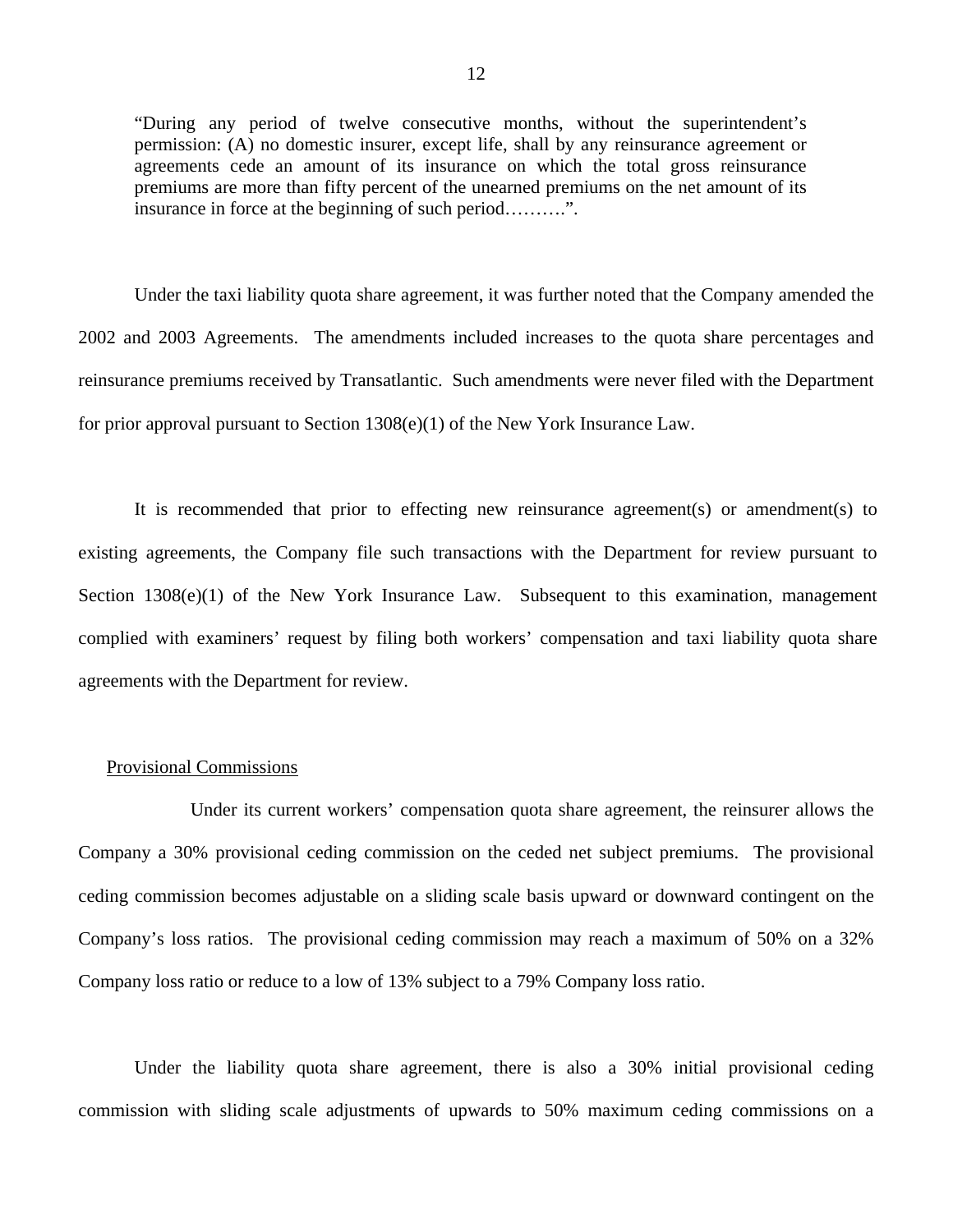> "During any period of twelve consecutive months, without the superintendent's permission: (A) no domestic insurer, except life, shall by any reinsurance agreement or agreements cede an amount of its insurance on which the total gross reinsurance premiums are more than fifty percent of the unearned premiums on the net amount of its insurance in force at the beginning of such period……….".

Under the taxi liability quota share agreement, it was further noted that the Company amended the 2002 and 2003 Agreements. The amendments included increases to the quota share percentages and reinsurance premiums received by Transatlantic. Such amendments were never filed with the Department for prior approval pursuant to Section 1308(e)(1) of the New York Insurance Law.

It is recommended that prior to effecting new reinsurance agreement(s) or amendment(s) to existing agreements, the Company file such transactions with the Department for review pursuant to Section 1308(e)(1) of the New York Insurance Law. Subsequent to this examination, management complied with examiners' request by filing both workers' compensation and taxi liability quota share agreements with the Department for review.

Provisional Commissions

Under its current workers' compensation quota share agreement, the reinsurer allows the Company a 30% provisional ceding commission on the ceded net subject premiums. The provisional ceding commission becomes adjustable on a sliding scale basis upward or downward contingent on the Company's loss ratios. The provisional ceding commission may reach a maximum of 50% on a 32% Company loss ratio or reduce to a low of 13% subject to a 79% Company loss ratio.

Under the liability quota share agreement, there is also a 30% initial provisional ceding commission with sliding scale adjustments of upwards to 50% maximum ceding commissions on a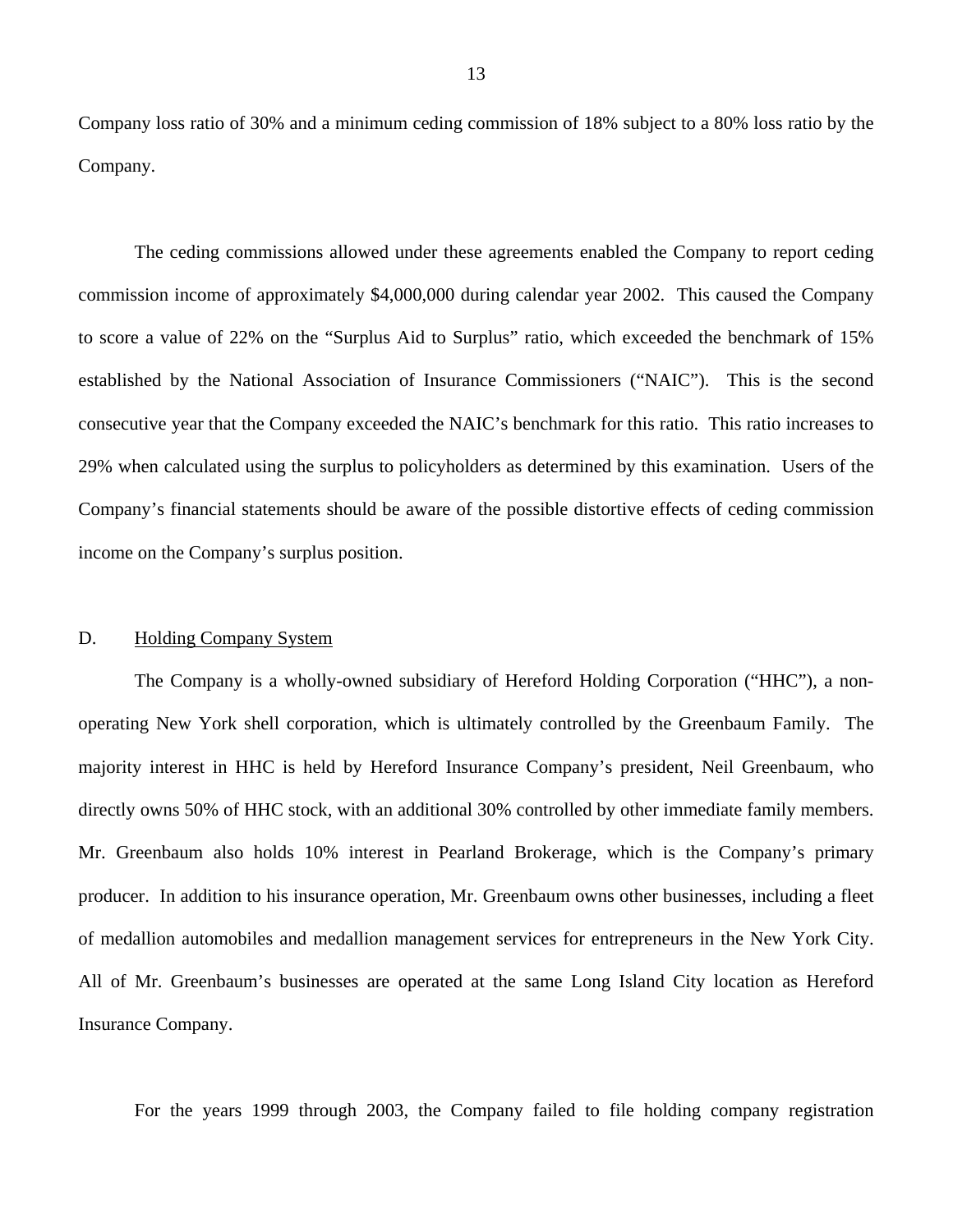Company loss ratio of 30% and a minimum ceding commission of 18% subject to a 80% loss ratio by the Company.

The ceding commissions allowed under these agreements enabled the Company to report ceding commission income of approximately $4,000,000 during calendar year 2002. This caused the Company to score a value of 22% on the "Surplus Aid to Surplus" ratio, which exceeded the benchmark of 15% established by the National Association of Insurance Commissioners ("NAIC"). This is the second consecutive year that the Company exceeded the NAIC's benchmark for this ratio. This ratio increases to 29% when calculated using the surplus to policyholders as determined by this examination. Users of the Company's financial statements should be aware of the possible distortive effects of ceding commission income on the Company's surplus position.

D. Holding Company System

The Company is a wholly-owned subsidiary of Hereford Holding Corporation ("HHC"), a non-operating New York shell corporation, which is ultimately controlled by the Greenbaum Family. The majority interest in HHC is held by Hereford Insurance Company's president, Neil Greenbaum, who directly owns 50% of HHC stock, with an additional 30% controlled by other immediate family members. Mr. Greenbaum also holds 10% interest in Pearland Brokerage, which is the Company's primary producer. In addition to his insurance operation, Mr. Greenbaum owns other businesses, including a fleet of medallion automobiles and medallion management services for entrepreneurs in the New York City. All of Mr. Greenbaum's businesses are operated at the same Long Island City location as Hereford Insurance Company.

For the years 1999 through 2003, the Company failed to file holding company registration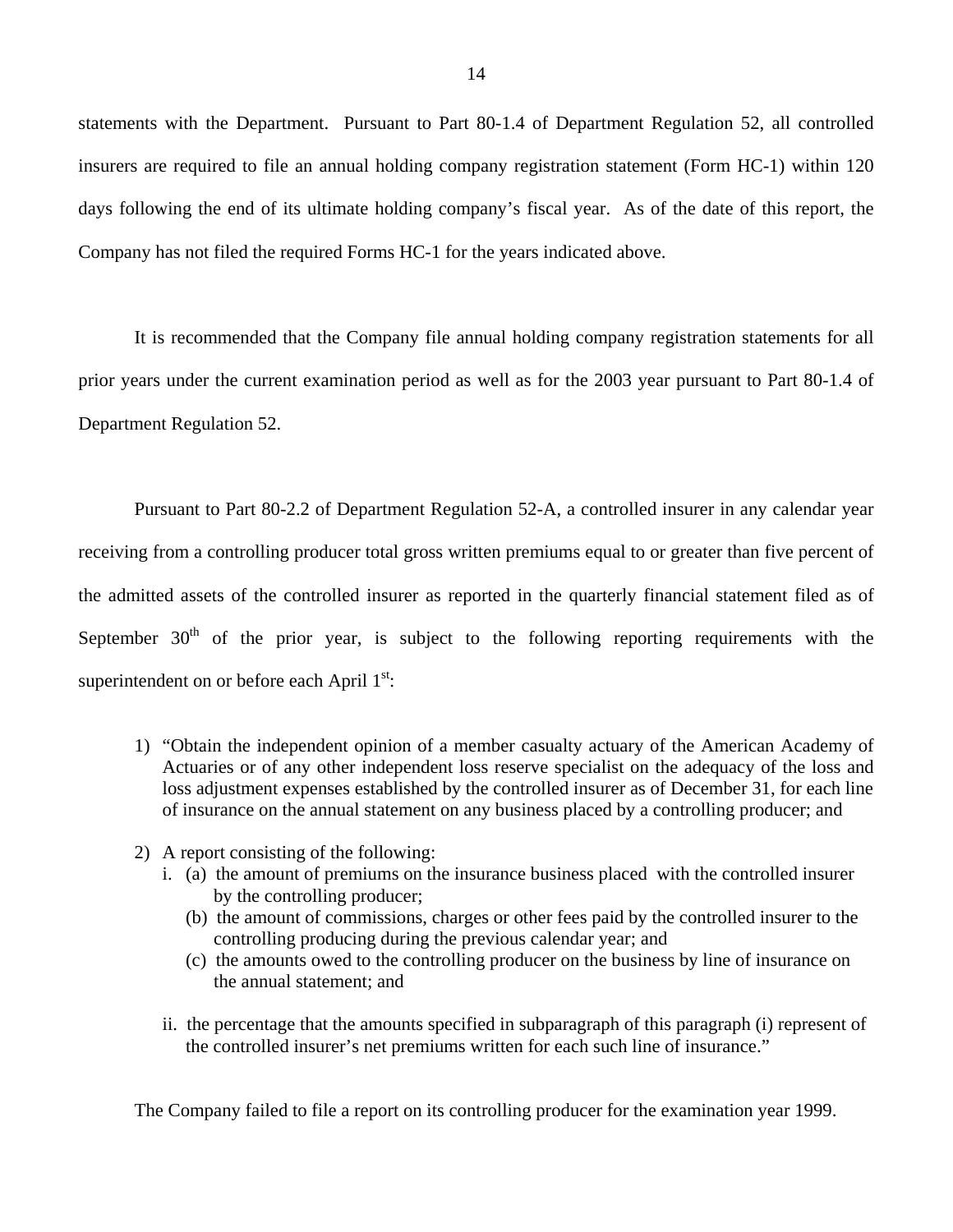statements with the Department. Pursuant to Part 80-1.4 of Department Regulation 52, all controlled insurers are required to file an annual holding company registration statement (Form HC-1) within 120 days following the end of its ultimate holding company's fiscal year. As of the date of this report, the Company has not filed the required Forms HC-1 for the years indicated above.

It is recommended that the Company file annual holding company registration statements for all prior years under the current examination period as well as for the 2003 year pursuant to Part 80-1.4 of Department Regulation 52.

Pursuant to Part 80-2.2 of Department Regulation 52-A, a controlled insurer in any calendar year receiving from a controlling producer total gross written premiums equal to or greater than five percent of the admitted assets of the controlled insurer as reported in the quarterly financial statement filed as of September 30th of the prior year, is subject to the following reporting requirements with the superintendent on or before each April 1st:

1) "Obtain the independent opinion of a member casualty actuary of the American Academy of Actuaries or of any other independent loss reserve specialist on the adequacy of the loss and loss adjustment expenses established by the controlled insurer as of December 31, for each line of insurance on the annual statement on any business placed by a controlling producer; and

2) A report consisting of the following:
   i. (a) the amount of premiums on the insurance business placed with the controlled insurer by the controlling producer;
      (b) the amount of commissions, charges or other fees paid by the controlled insurer to the controlling producing during the previous calendar year; and
      (c) the amounts owed to the controlling producer on the business by line of insurance on the annual statement; and

   ii. the percentage that the amounts specified in subparagraph of this paragraph (i) represent of the controlled insurer's net premiums written for each such line of insurance."

The Company failed to file a report on its controlling producer for the examination year 1999.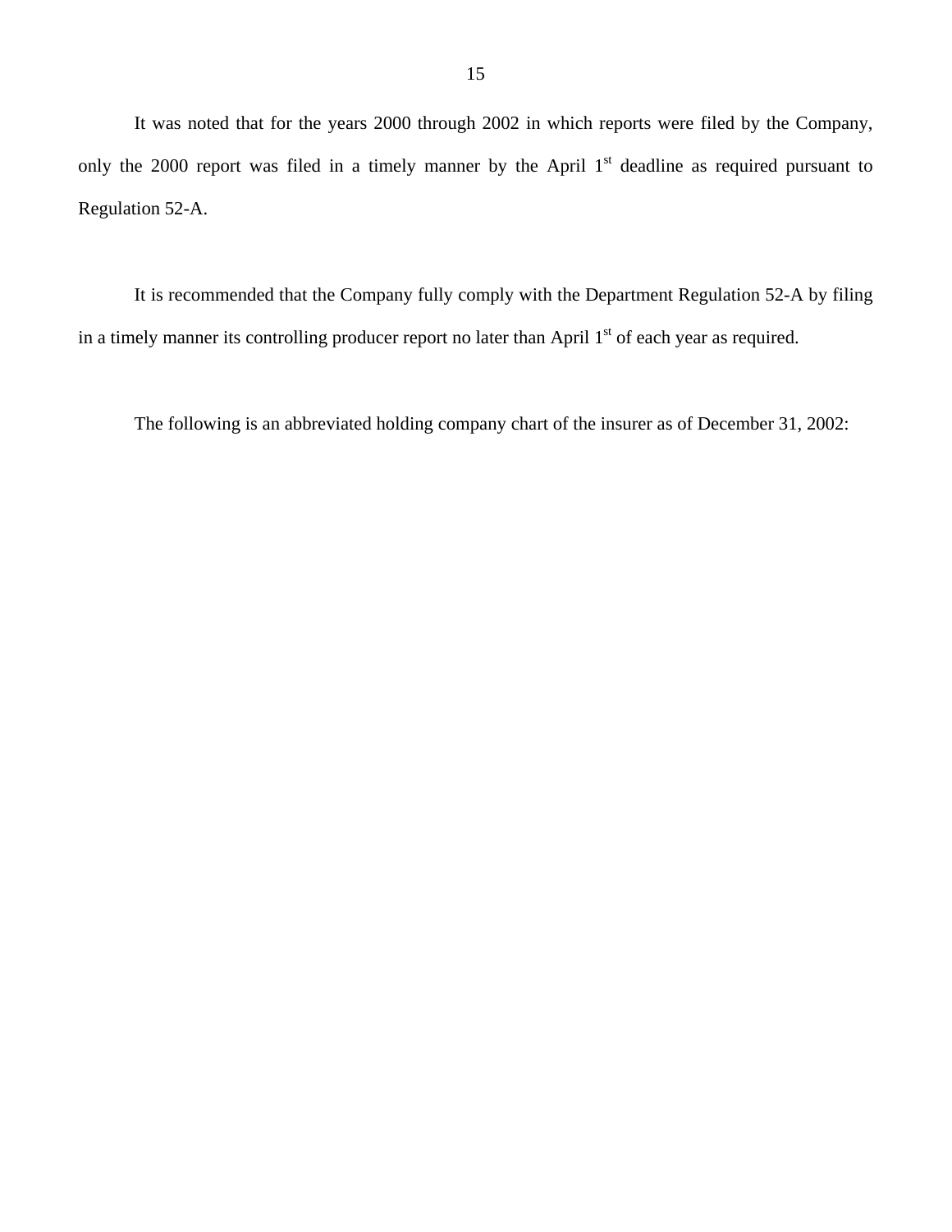It was noted that for the years 2000 through 2002 in which reports were filed by the Company, only the 2000 report was filed in a timely manner by the April 1st deadline as required pursuant to Regulation 52-A.

It is recommended that the Company fully comply with the Department Regulation 52-A by filing in a timely manner its controlling producer report no later than April 1st of each year as required.

The following is an abbreviated holding company chart of the insurer as of December 31, 2002: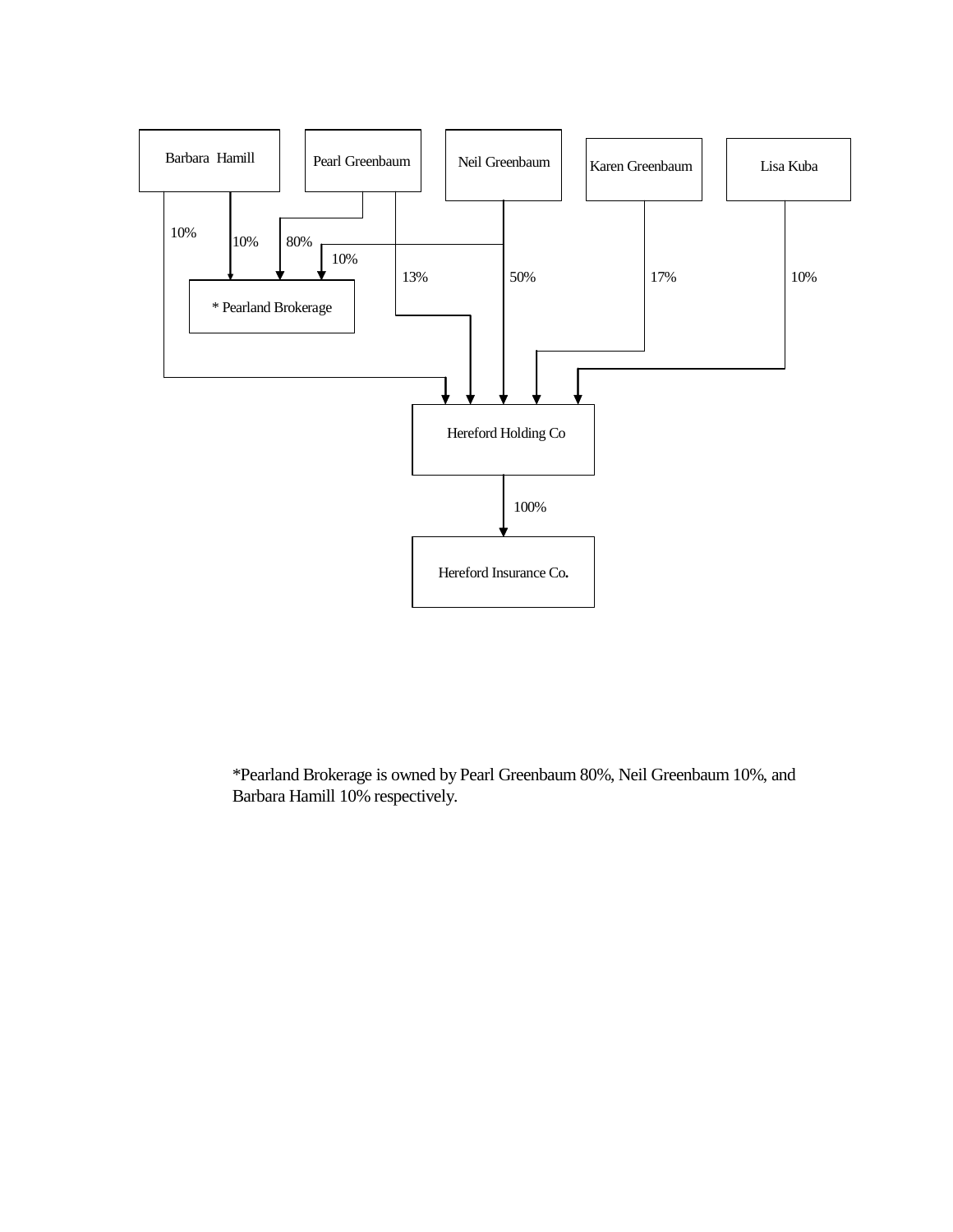| Owner | Hereford Holding Co | * Pearland Brokerage |
|---|---|---|
| Barbara Hamill | 10% | 10% |
| Pearl Greenbaum | 13% | 80% |
| Neil Greenbaum | 50% | 10% |
| Karen Greenbaum | 17% | |
| Lisa Kuba | 10% | |

Hereford Holding Co → 100% → Hereford Insurance Co.

*Pearland Brokerage is owned by Pearl Greenbaum 80%, Neil Greenbaum 10%, and Barbara Hamill 10% respectively.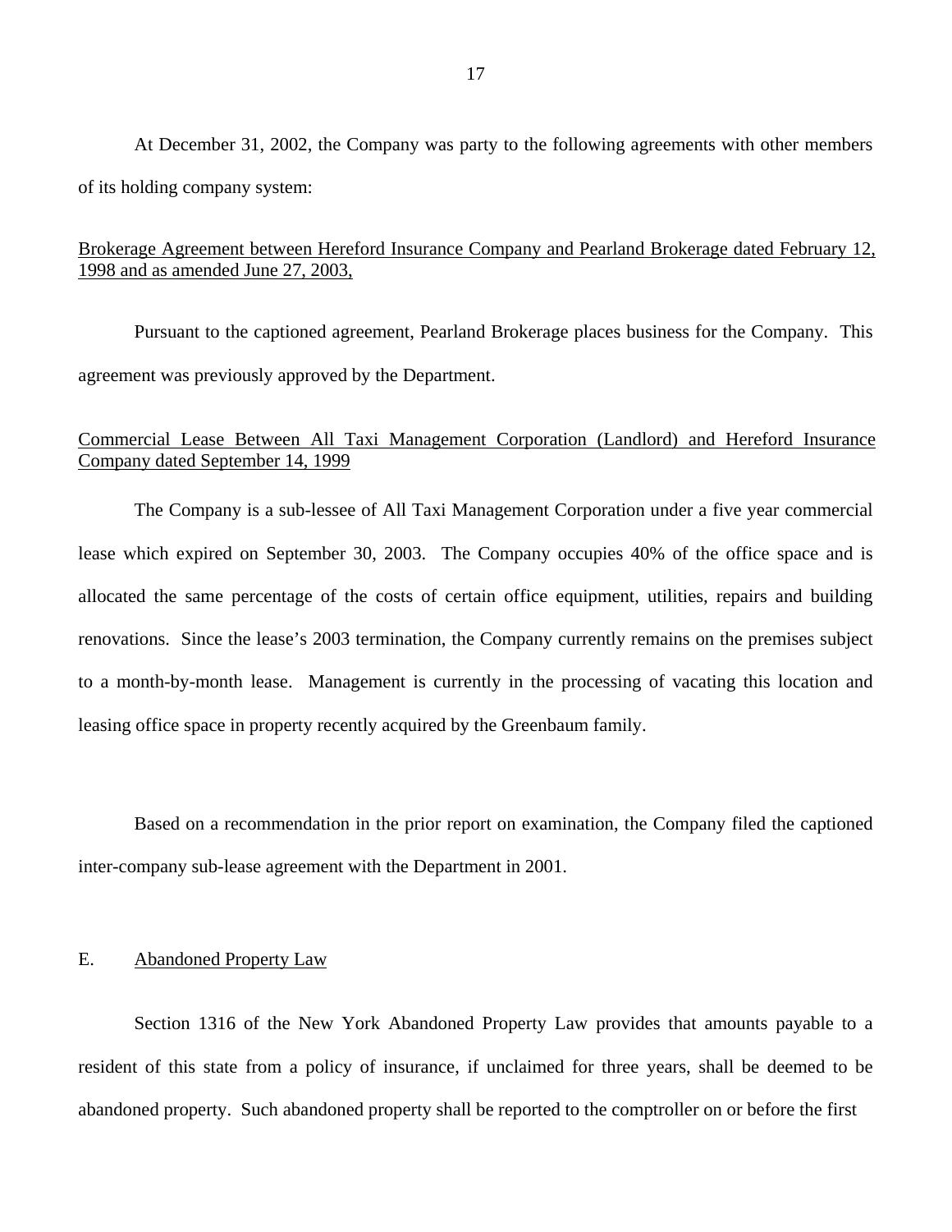At December 31, 2002, the Company was party to the following agreements with other members of its holding company system:

<u>Brokerage Agreement between Hereford Insurance Company and Pearland Brokerage dated February 12, 1998 and as amended June 27, 2003,</u>

Pursuant to the captioned agreement, Pearland Brokerage places business for the Company. This agreement was previously approved by the Department.

<u>Commercial Lease Between All Taxi Management Corporation (Landlord) and Hereford Insurance Company dated September 14, 1999</u>

The Company is a sub-lessee of All Taxi Management Corporation under a five year commercial lease which expired on September 30, 2003. The Company occupies 40% of the office space and is allocated the same percentage of the costs of certain office equipment, utilities, repairs and building renovations. Since the lease's 2003 termination, the Company currently remains on the premises subject to a month-by-month lease. Management is currently in the processing of vacating this location and leasing office space in property recently acquired by the Greenbaum family.

Based on a recommendation in the prior report on examination, the Company filed the captioned inter-company sub-lease agreement with the Department in 2001.

## E. <u>Abandoned Property Law</u>

Section 1316 of the New York Abandoned Property Law provides that amounts payable to a resident of this state from a policy of insurance, if unclaimed for three years, shall be deemed to be abandoned property. Such abandoned property shall be reported to the comptroller on or before the first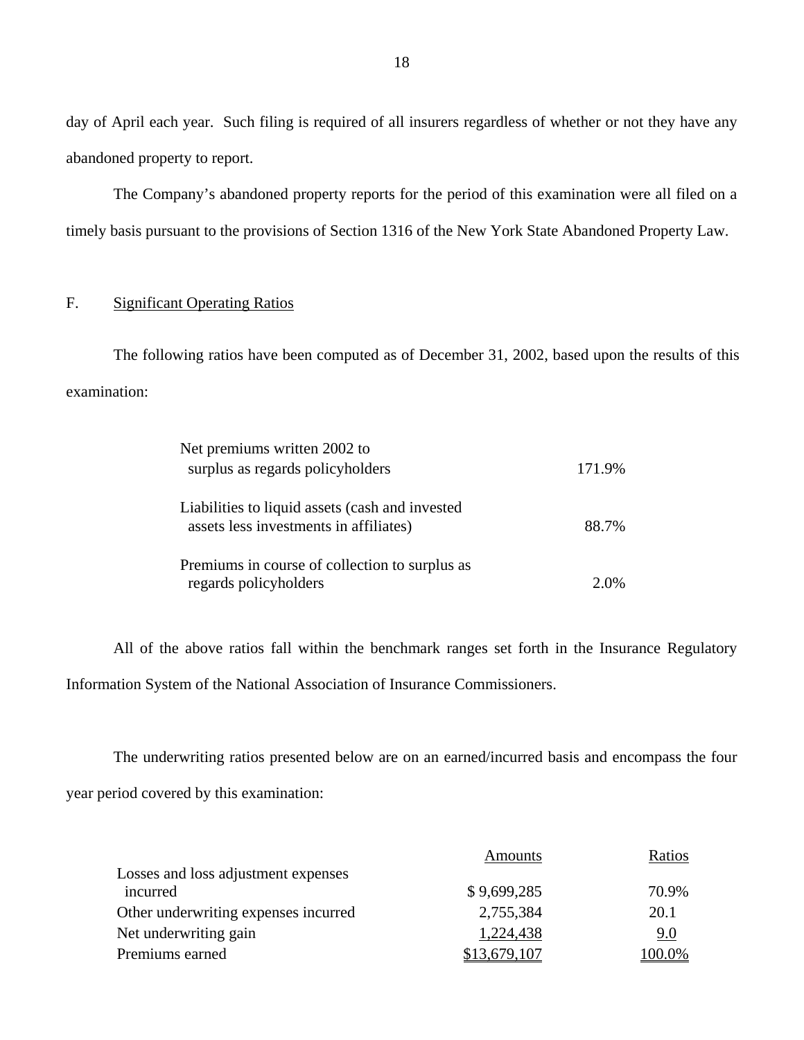day of April each year. Such filing is required of all insurers regardless of whether or not they have any abandoned property to report.

The Company's abandoned property reports for the period of this examination were all filed on a timely basis pursuant to the provisions of Section 1316 of the New York State Abandoned Property Law.

## F. Significant Operating Ratios

The following ratios have been computed as of December 31, 2002, based upon the results of this examination:

| | |
|---|---|
| Net premiums written 2002 to surplus as regards policyholders | 171.9% |
| Liabilities to liquid assets (cash and invested assets less investments in affiliates) | 88.7% |
| Premiums in course of collection to surplus as regards policyholders | 2.0% |

All of the above ratios fall within the benchmark ranges set forth in the Insurance Regulatory Information System of the National Association of Insurance Commissioners.

The underwriting ratios presented below are on an earned/incurred basis and encompass the four year period covered by this examination:

| | Amounts | Ratios |
|---|---|---|
| Losses and loss adjustment expenses incurred | $ 9,699,285 | 70.9% |
| Other underwriting expenses incurred | 2,755,384 | 20.1 |
| Net underwriting gain | 1,224,438 | 9.0 |
| Premiums earned | $13,679,107 | 100.0% |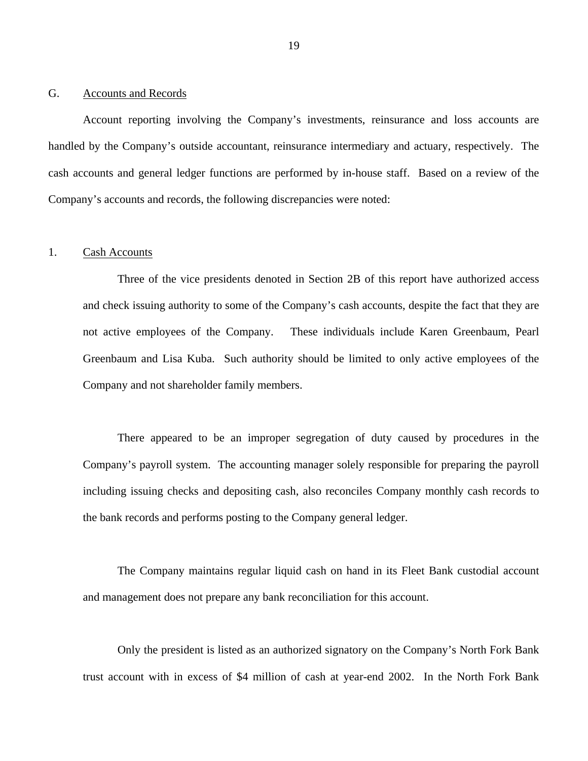## G. Accounts and Records

Account reporting involving the Company's investments, reinsurance and loss accounts are handled by the Company's outside accountant, reinsurance intermediary and actuary, respectively. The cash accounts and general ledger functions are performed by in-house staff. Based on a review of the Company's accounts and records, the following discrepancies were noted:

### 1. Cash Accounts

Three of the vice presidents denoted in Section 2B of this report have authorized access and check issuing authority to some of the Company's cash accounts, despite the fact that they are not active employees of the Company. These individuals include Karen Greenbaum, Pearl Greenbaum and Lisa Kuba. Such authority should be limited to only active employees of the Company and not shareholder family members.

There appeared to be an improper segregation of duty caused by procedures in the Company's payroll system. The accounting manager solely responsible for preparing the payroll including issuing checks and depositing cash, also reconciles Company monthly cash records to the bank records and performs posting to the Company general ledger.

The Company maintains regular liquid cash on hand in its Fleet Bank custodial account and management does not prepare any bank reconciliation for this account.

Only the president is listed as an authorized signatory on the Company's North Fork Bank trust account with in excess of $4 million of cash at year-end 2002. In the North Fork Bank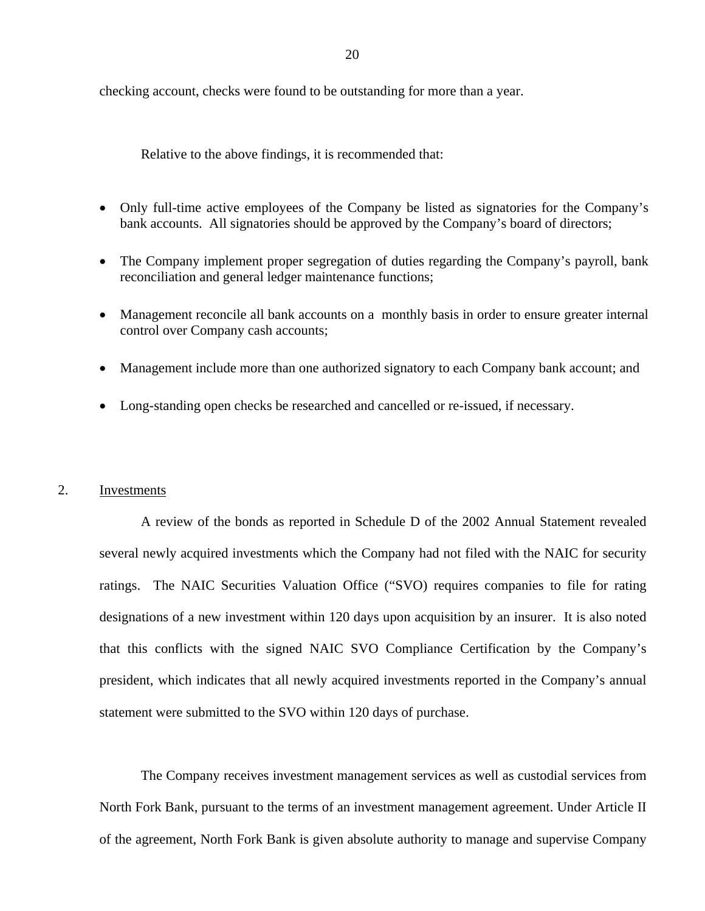checking account, checks were found to be outstanding for more than a year.

Relative to the above findings, it is recommended that:

- Only full-time active employees of the Company be listed as signatories for the Company's bank accounts. All signatories should be approved by the Company's board of directors;
- The Company implement proper segregation of duties regarding the Company's payroll, bank reconciliation and general ledger maintenance functions;
- Management reconcile all bank accounts on a monthly basis in order to ensure greater internal control over Company cash accounts;
- Management include more than one authorized signatory to each Company bank account; and
- Long-standing open checks be researched and cancelled or re-issued, if necessary.

2. Investments

A review of the bonds as reported in Schedule D of the 2002 Annual Statement revealed several newly acquired investments which the Company had not filed with the NAIC for security ratings. The NAIC Securities Valuation Office ("SVO) requires companies to file for rating designations of a new investment within 120 days upon acquisition by an insurer. It is also noted that this conflicts with the signed NAIC SVO Compliance Certification by the Company's president, which indicates that all newly acquired investments reported in the Company's annual statement were submitted to the SVO within 120 days of purchase.

The Company receives investment management services as well as custodial services from North Fork Bank, pursuant to the terms of an investment management agreement. Under Article II of the agreement, North Fork Bank is given absolute authority to manage and supervise Company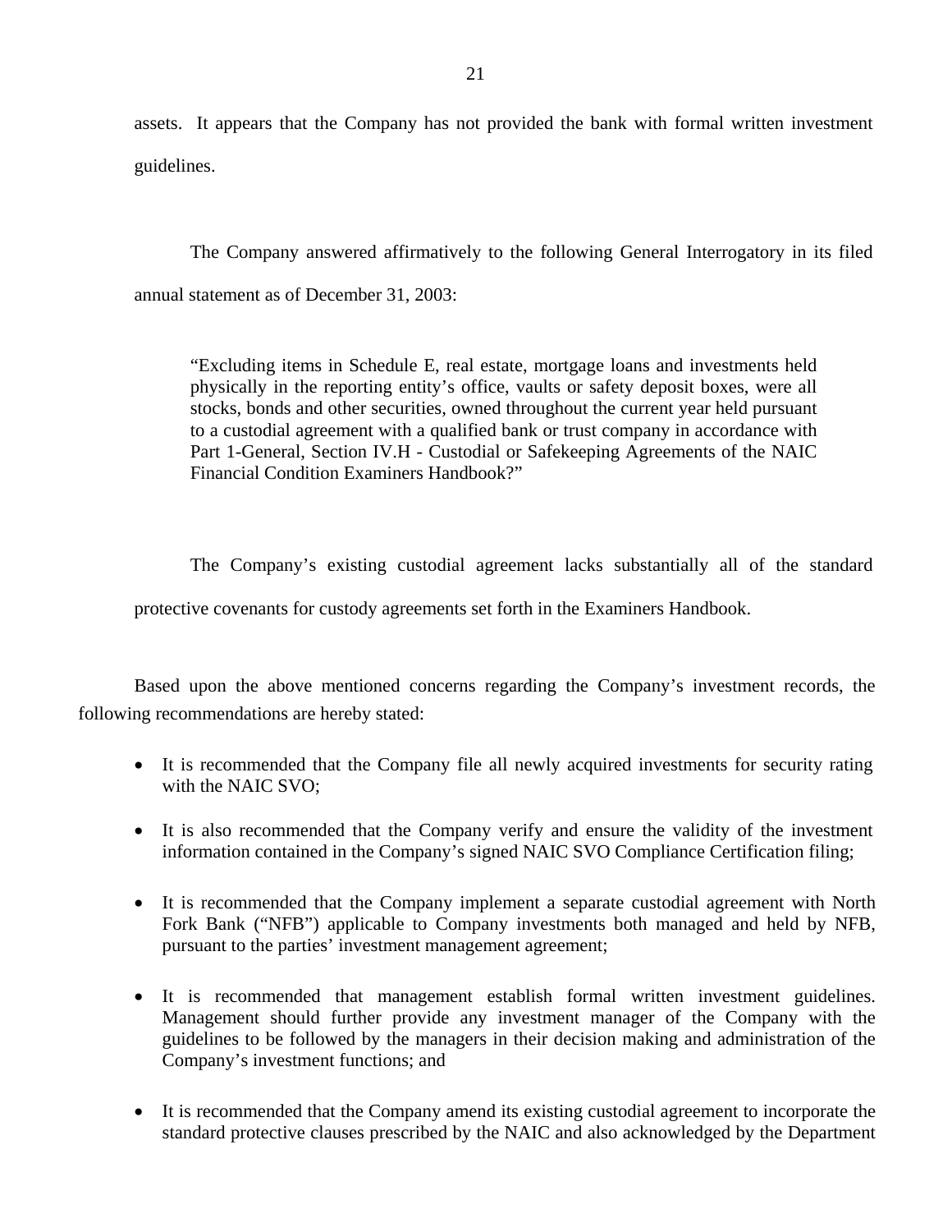assets. It appears that the Company has not provided the bank with formal written investment guidelines.

The Company answered affirmatively to the following General Interrogatory in its filed annual statement as of December 31, 2003:

> "Excluding items in Schedule E, real estate, mortgage loans and investments held physically in the reporting entity's office, vaults or safety deposit boxes, were all stocks, bonds and other securities, owned throughout the current year held pursuant to a custodial agreement with a qualified bank or trust company in accordance with Part 1-General, Section IV.H - Custodial or Safekeeping Agreements of the NAIC Financial Condition Examiners Handbook?"

The Company's existing custodial agreement lacks substantially all of the standard protective covenants for custody agreements set forth in the Examiners Handbook.

Based upon the above mentioned concerns regarding the Company's investment records, the following recommendations are hereby stated:

- It is recommended that the Company file all newly acquired investments for security rating with the NAIC SVO;
- It is also recommended that the Company verify and ensure the validity of the investment information contained in the Company's signed NAIC SVO Compliance Certification filing;
- It is recommended that the Company implement a separate custodial agreement with North Fork Bank ("NFB") applicable to Company investments both managed and held by NFB, pursuant to the parties' investment management agreement;
- It is recommended that management establish formal written investment guidelines. Management should further provide any investment manager of the Company with the guidelines to be followed by the managers in their decision making and administration of the Company's investment functions; and
- It is recommended that the Company amend its existing custodial agreement to incorporate the standard protective clauses prescribed by the NAIC and also acknowledged by the Department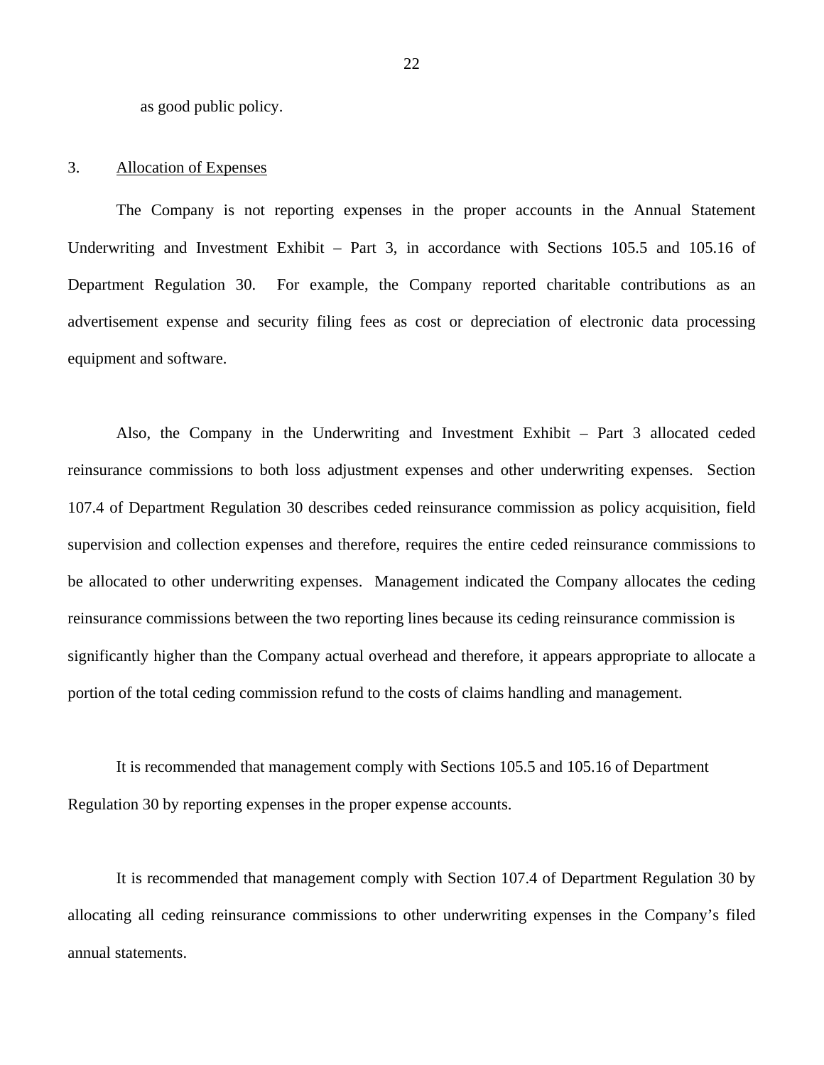as good public policy.

3. Allocation of Expenses

The Company is not reporting expenses in the proper accounts in the Annual Statement Underwriting and Investment Exhibit – Part 3, in accordance with Sections 105.5 and 105.16 of Department Regulation 30. For example, the Company reported charitable contributions as an advertisement expense and security filing fees as cost or depreciation of electronic data processing equipment and software.

Also, the Company in the Underwriting and Investment Exhibit – Part 3 allocated ceded reinsurance commissions to both loss adjustment expenses and other underwriting expenses. Section 107.4 of Department Regulation 30 describes ceded reinsurance commission as policy acquisition, field supervision and collection expenses and therefore, requires the entire ceded reinsurance commissions to be allocated to other underwriting expenses. Management indicated the Company allocates the ceding reinsurance commissions between the two reporting lines because its ceding reinsurance commission is significantly higher than the Company actual overhead and therefore, it appears appropriate to allocate a portion of the total ceding commission refund to the costs of claims handling and management.

It is recommended that management comply with Sections 105.5 and 105.16 of Department Regulation 30 by reporting expenses in the proper expense accounts.

It is recommended that management comply with Section 107.4 of Department Regulation 30 by allocating all ceding reinsurance commissions to other underwriting expenses in the Company's filed annual statements.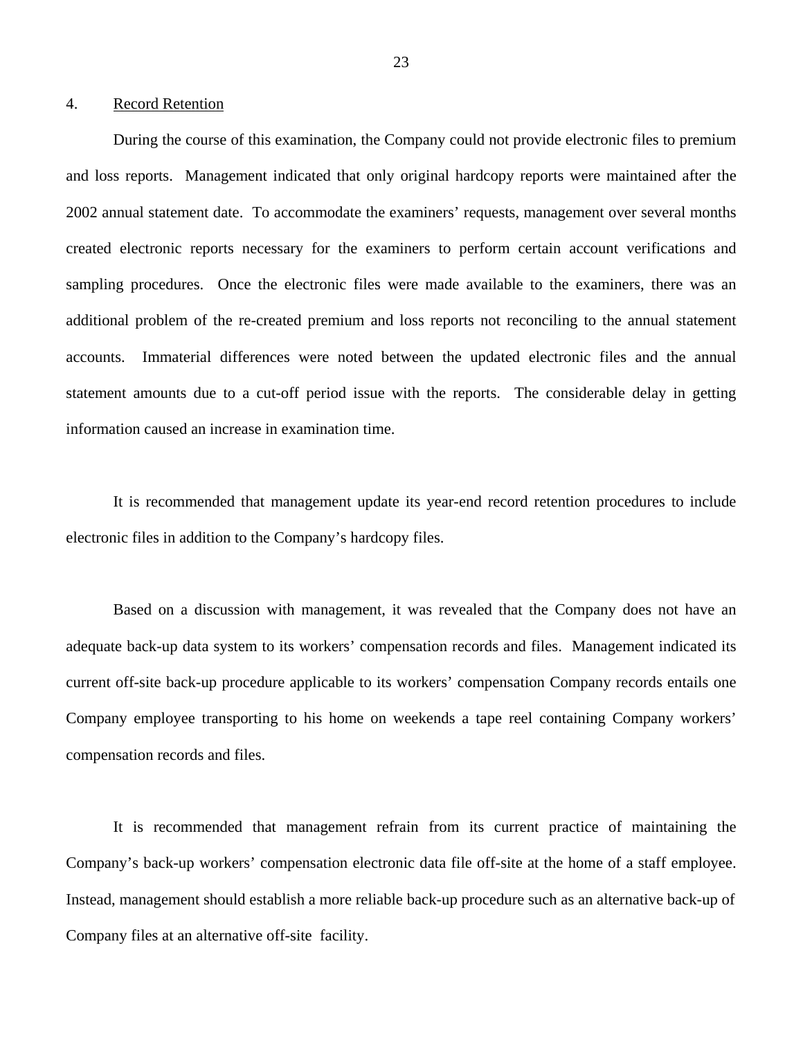4. Record Retention

During the course of this examination, the Company could not provide electronic files to premium and loss reports. Management indicated that only original hardcopy reports were maintained after the 2002 annual statement date. To accommodate the examiners' requests, management over several months created electronic reports necessary for the examiners to perform certain account verifications and sampling procedures. Once the electronic files were made available to the examiners, there was an additional problem of the re-created premium and loss reports not reconciling to the annual statement accounts. Immaterial differences were noted between the updated electronic files and the annual statement amounts due to a cut-off period issue with the reports. The considerable delay in getting information caused an increase in examination time.

It is recommended that management update its year-end record retention procedures to include electronic files in addition to the Company's hardcopy files.

Based on a discussion with management, it was revealed that the Company does not have an adequate back-up data system to its workers' compensation records and files. Management indicated its current off-site back-up procedure applicable to its workers' compensation Company records entails one Company employee transporting to his home on weekends a tape reel containing Company workers' compensation records and files.

It is recommended that management refrain from its current practice of maintaining the Company's back-up workers' compensation electronic data file off-site at the home of a staff employee. Instead, management should establish a more reliable back-up procedure such as an alternative back-up of Company files at an alternative off-site facility.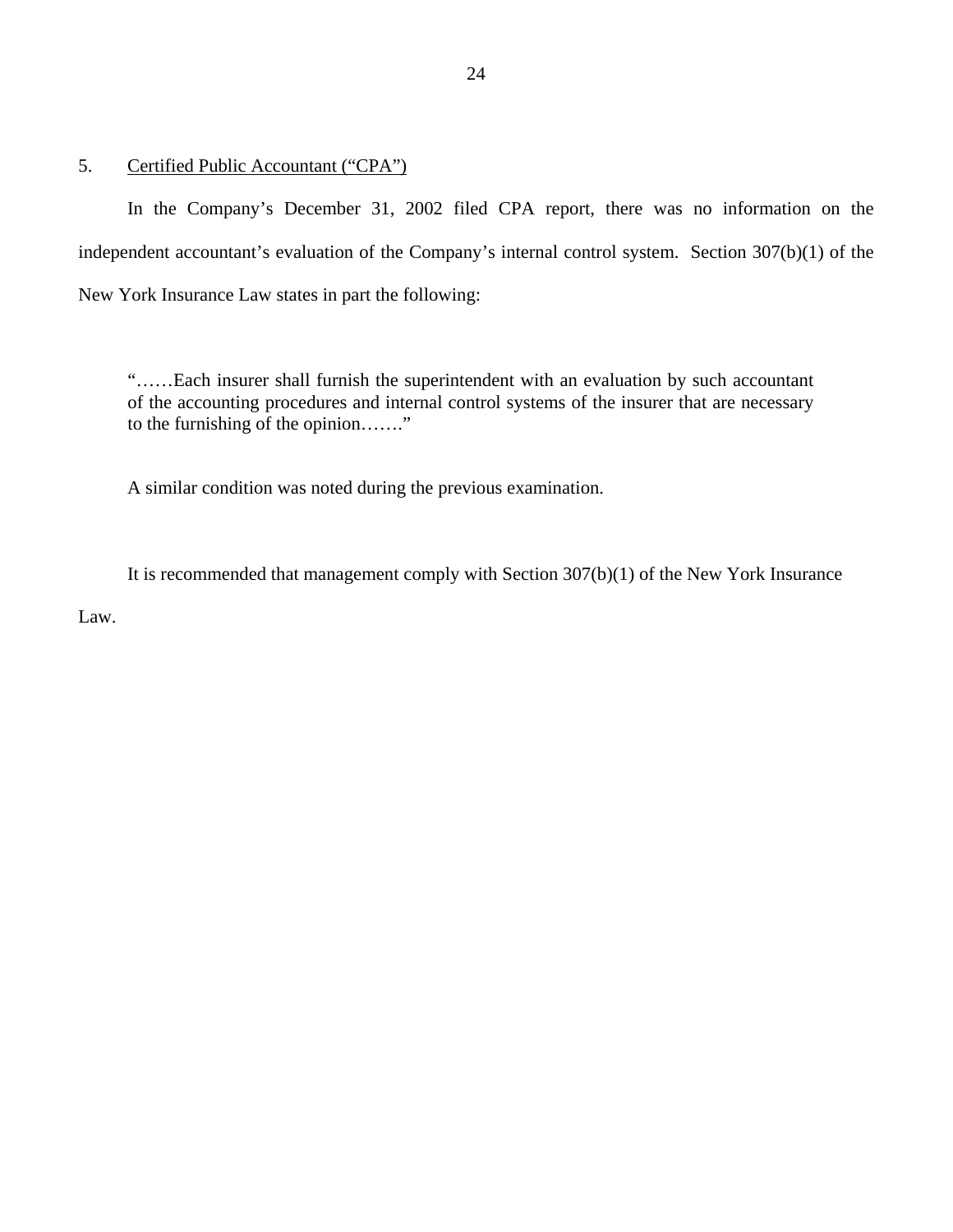5. Certified Public Accountant ("CPA")

In the Company's December 31, 2002 filed CPA report, there was no information on the independent accountant's evaluation of the Company's internal control system. Section 307(b)(1) of the New York Insurance Law states in part the following:

> "……Each insurer shall furnish the superintendent with an evaluation by such accountant of the accounting procedures and internal control systems of the insurer that are necessary to the furnishing of the opinion……."

A similar condition was noted during the previous examination.

It is recommended that management comply with Section 307(b)(1) of the New York Insurance Law.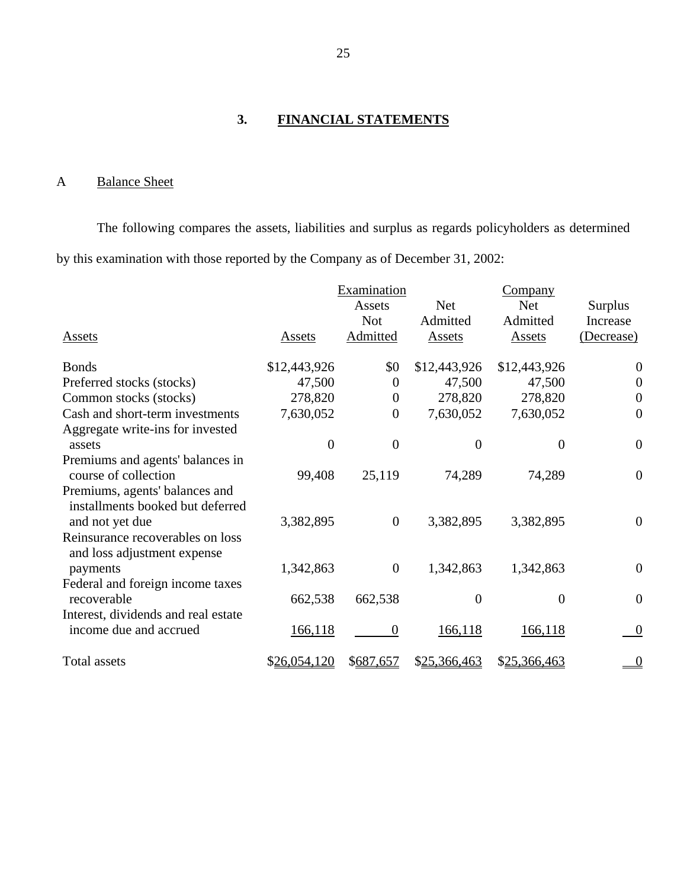## 3. FINANCIAL STATEMENTS

### A Balance Sheet

The following compares the assets, liabilities and surplus as regards policyholders as determined by this examination with those reported by the Company as of December 31, 2002:

| | Examination | | | Company | |
|---|---|---|---|---|---|
| Assets | Assets | Assets Not Admitted | Net Admitted Assets | Net Admitted Assets | Surplus Increase (Decrease) |
| Bonds | $12,443,926 | $0 | $12,443,926 | $12,443,926 | 0 |
| Preferred stocks (stocks) | 47,500 | 0 | 47,500 | 47,500 | 0 |
| Common stocks (stocks) | 278,820 | 0 | 278,820 | 278,820 | 0 |
| Cash and short-term investments | 7,630,052 | 0 | 7,630,052 | 7,630,052 | 0 |
| Aggregate write-ins for invested assets | 0 | 0 | 0 | 0 | 0 |
| Premiums and agents' balances in course of collection | 99,408 | 25,119 | 74,289 | 74,289 | 0 |
| Premiums, agents' balances and installments booked but deferred and not yet due | 3,382,895 | 0 | 3,382,895 | 3,382,895 | 0 |
| Reinsurance recoverables on loss and loss adjustment expense payments | 1,342,863 | 0 | 1,342,863 | 1,342,863 | 0 |
| Federal and foreign income taxes recoverable | 662,538 | 662,538 | 0 | 0 | 0 |
| Interest, dividends and real estate income due and accrued | 166,118 | 0 | 166,118 | 166,118 | 0 |
| Total assets | $26,054,120 | $687,657 | $25,366,463 | $25,366,463 | 0 |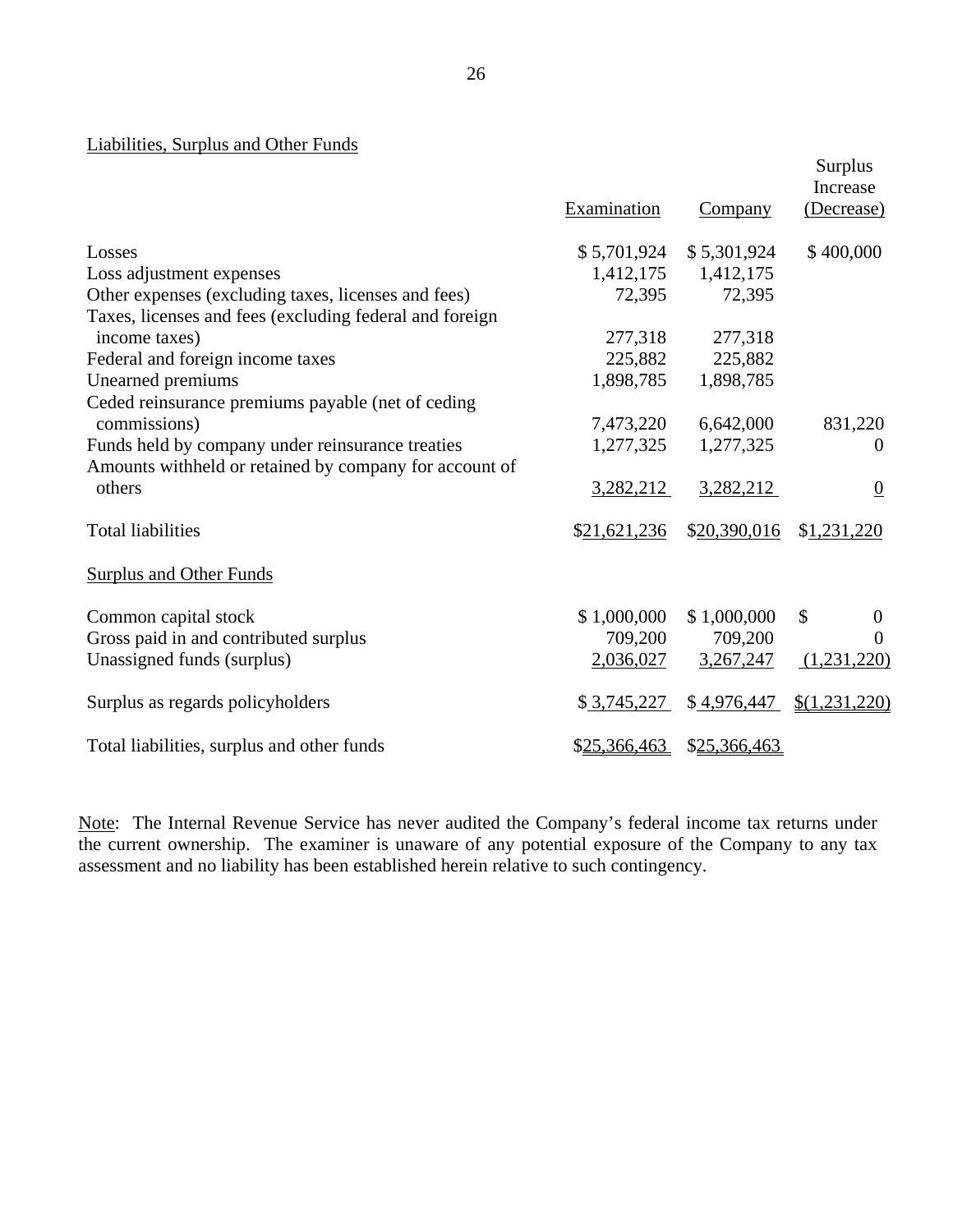Liabilities, Surplus and Other Funds

| | Examination | Company | Surplus Increase (Decrease) |
|---|---|---|---|
| Losses | $ 5,701,924 | $ 5,301,924 | $ 400,000 |
| Loss adjustment expenses | 1,412,175 | 1,412,175 | |
| Other expenses (excluding taxes, licenses and fees) | 72,395 | 72,395 | |
| Taxes, licenses and fees (excluding federal and foreign income taxes) | 277,318 | 277,318 | |
| Federal and foreign income taxes | 225,882 | 225,882 | |
| Unearned premiums | 1,898,785 | 1,898,785 | |
| Ceded reinsurance premiums payable (net of ceding commissions) | 7,473,220 | 6,642,000 | 831,220 |
| Funds held by company under reinsurance treaties | 1,277,325 | 1,277,325 | 0 |
| Amounts withheld or retained by company for account of others | 3,282,212 | 3,282,212 | 0 |
| Total liabilities | $21,621,236 | $20,390,016 | $1,231,220 |
| **Surplus and Other Funds** | | | |
| Common capital stock | $ 1,000,000 | $ 1,000,000 | $ 0 |
| Gross paid in and contributed surplus | 709,200 | 709,200 | 0 |
| Unassigned funds (surplus) | 2,036,027 | 3,267,247 | (1,231,220) |
| Surplus as regards policyholders | $ 3,745,227 | $ 4,976,447 | $(1,231,220) |
| Total liabilities, surplus and other funds | $25,366,463 | $25,366,463 | |

Note: The Internal Revenue Service has never audited the Company's federal income tax returns under the current ownership. The examiner is unaware of any potential exposure of the Company to any tax assessment and no liability has been established herein relative to such contingency.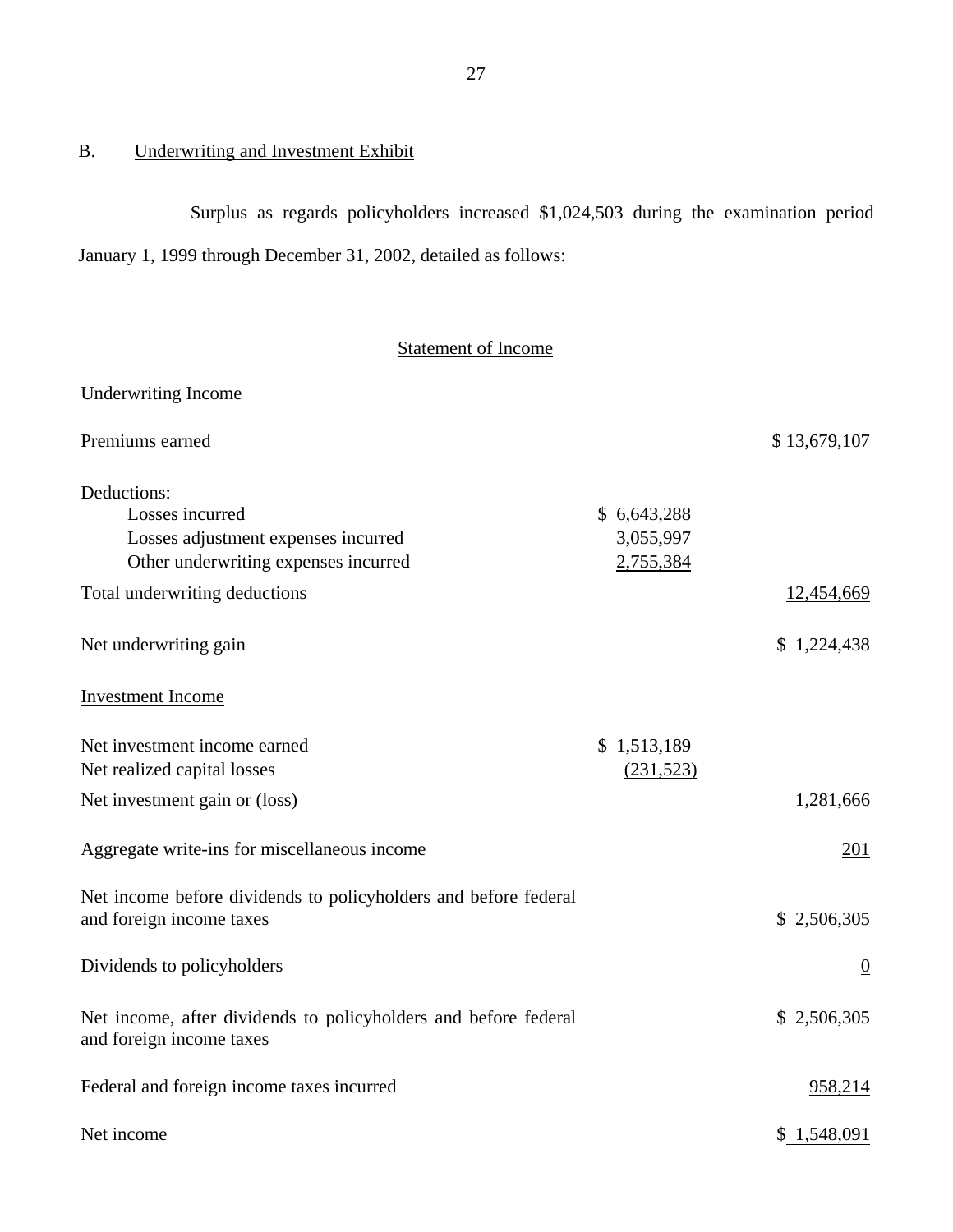## B. Underwriting and Investment Exhibit

Surplus as regards policyholders increased $1,024,503 during the examination period January 1, 1999 through December 31, 2002, detailed as follows:

### Statement of Income

| | | |
|---|---|---|
| **Underwriting Income** | | |
| Premiums earned | | $ 13,679,107 |
| Deductions: | | |
| Losses incurred | $ 6,643,288 | |
| Losses adjustment expenses incurred | 3,055,997 | |
| Other underwriting expenses incurred | 2,755,384 | |
| Total underwriting deductions | | 12,454,669 |
| Net underwriting gain | | $ 1,224,438 |
| **Investment Income** | | |
| Net investment income earned | $ 1,513,189 | |
| Net realized capital losses | (231,523) | |
| Net investment gain or (loss) | | 1,281,666 |
| Aggregate write-ins for miscellaneous income | | 201 |
| Net income before dividends to policyholders and before federal and foreign income taxes | | $ 2,506,305 |
| Dividends to policyholders | | 0 |
| Net income, after dividends to policyholders and before federal and foreign income taxes | | $ 2,506,305 |
| Federal and foreign income taxes incurred | | 958,214 |
| Net income | | $ 1,548,091 |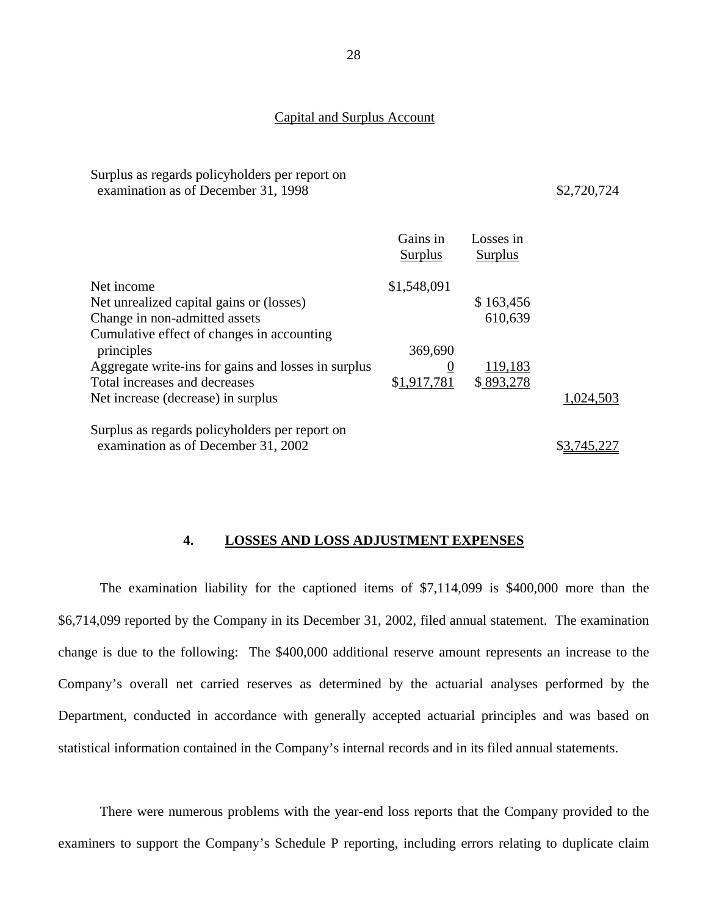Capital and Surplus Account

| | Gains in Surplus | Losses in Surplus | |
|---|---|---|---|
| Surplus as regards policyholders per report on examination as of December 31, 1998 | | | $2,720,724 |
| Net income | $1,548,091 | | |
| Net unrealized capital gains or (losses) | | $ 163,456 | |
| Change in non-admitted assets | | 610,639 | |
| Cumulative effect of changes in accounting principles | 369,690 | | |
| Aggregate write-ins for gains and losses in surplus | 0 | 119,183 | |
| Total increases and decreases | $1,917,781 | $ 893,278 | |
| Net increase (decrease) in surplus | | | 1,024,503 |
| Surplus as regards policyholders per report on examination as of December 31, 2002 | | | $3,745,227 |

## 4. LOSSES AND LOSS ADJUSTMENT EXPENSES

The examination liability for the captioned items of $7,114,099 is $400,000 more than the $6,714,099 reported by the Company in its December 31, 2002, filed annual statement. The examination change is due to the following: The $400,000 additional reserve amount represents an increase to the Company's overall net carried reserves as determined by the actuarial analyses performed by the Department, conducted in accordance with generally accepted actuarial principles and was based on statistical information contained in the Company's internal records and in its filed annual statements.

There were numerous problems with the year-end loss reports that the Company provided to the examiners to support the Company's Schedule P reporting, including errors relating to duplicate claim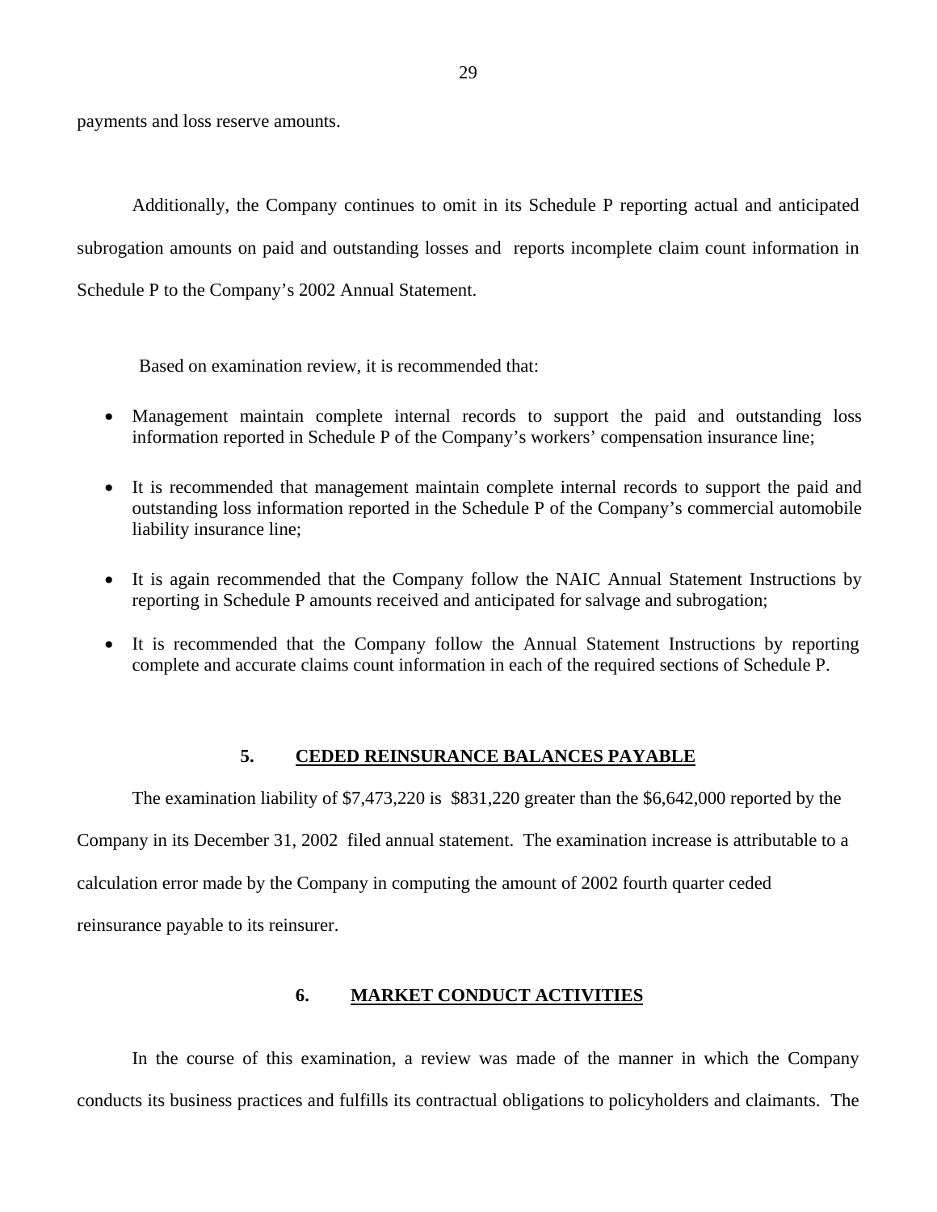payments and loss reserve amounts.

Additionally, the Company continues to omit in its Schedule P reporting actual and anticipated subrogation amounts on paid and outstanding losses and reports incomplete claim count information in Schedule P to the Company's 2002 Annual Statement.

Based on examination review, it is recommended that:

- Management maintain complete internal records to support the paid and outstanding loss information reported in Schedule P of the Company's workers' compensation insurance line;
- It is recommended that management maintain complete internal records to support the paid and outstanding loss information reported in the Schedule P of the Company's commercial automobile liability insurance line;
- It is again recommended that the Company follow the NAIC Annual Statement Instructions by reporting in Schedule P amounts received and anticipated for salvage and subrogation;
- It is recommended that the Company follow the Annual Statement Instructions by reporting complete and accurate claims count information in each of the required sections of Schedule P.

## 5. CEDED REINSURANCE BALANCES PAYABLE

The examination liability of $7,473,220 is $831,220 greater than the $6,642,000 reported by the Company in its December 31, 2002 filed annual statement. The examination increase is attributable to a calculation error made by the Company in computing the amount of 2002 fourth quarter ceded reinsurance payable to its reinsurer.

## 6. MARKET CONDUCT ACTIVITIES

In the course of this examination, a review was made of the manner in which the Company conducts its business practices and fulfills its contractual obligations to policyholders and claimants. The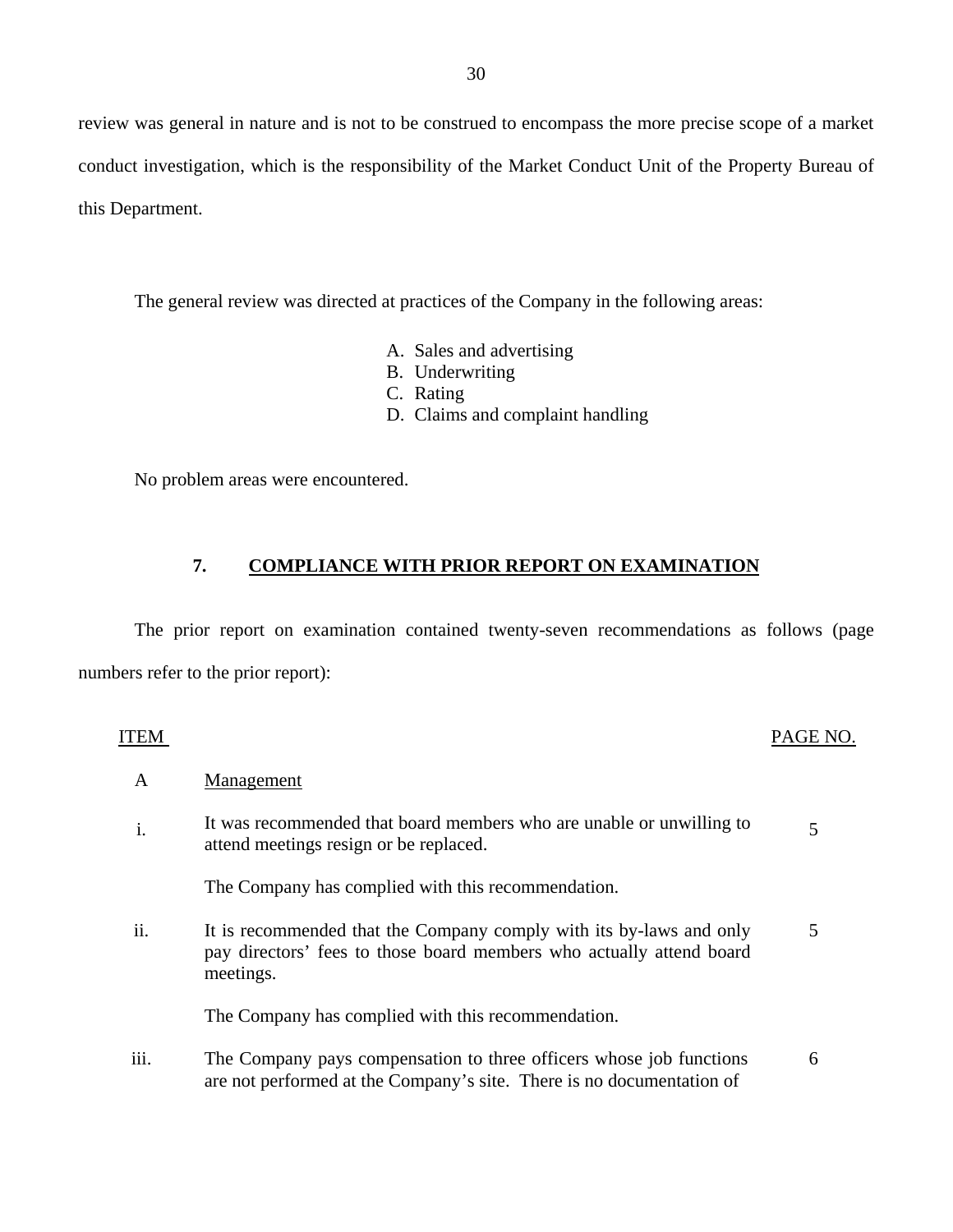review was general in nature and is not to be construed to encompass the more precise scope of a market conduct investigation, which is the responsibility of the Market Conduct Unit of the Property Bureau of this Department.

The general review was directed at practices of the Company in the following areas:

A. Sales and advertising
B. Underwriting
C. Rating
D. Claims and complaint handling

No problem areas were encountered.

## 7. COMPLIANCE WITH PRIOR REPORT ON EXAMINATION

The prior report on examination contained twenty-seven recommendations as follows (page numbers refer to the prior report):

| ITEM | | PAGE NO. |
|---|---|---|
| A | Management | |
| i. | It was recommended that board members who are unable or unwilling to attend meetings resign or be replaced. | 5 |
| | The Company has complied with this recommendation. | |
| ii. | It is recommended that the Company comply with its by-laws and only pay directors' fees to those board members who actually attend board meetings. | 5 |
| | The Company has complied with this recommendation. | |
| iii. | The Company pays compensation to three officers whose job functions are not performed at the Company's site. There is no documentation of | 6 |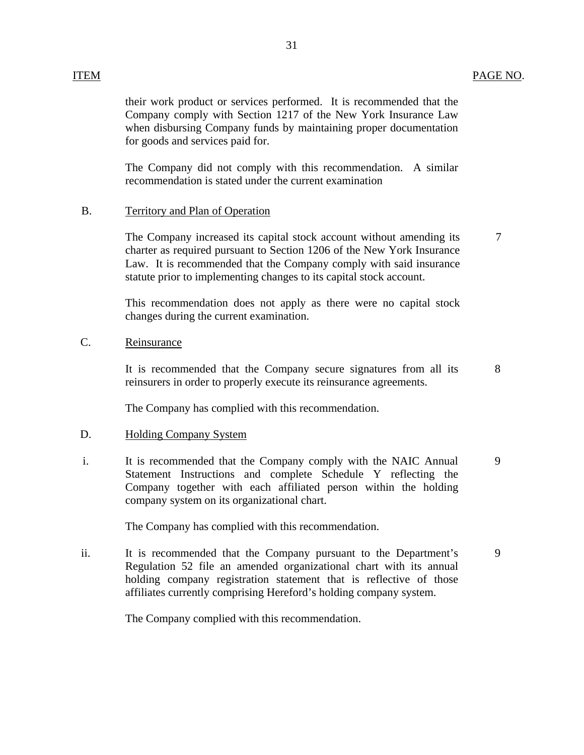| ITEM | | PAGE NO. |
|---|---|---|
| | their work product or services performed. It is recommended that the Company comply with Section 1217 of the New York Insurance Law when disbursing Company funds by maintaining proper documentation for goods and services paid for. | |
| | The Company did not comply with this recommendation. A similar recommendation is stated under the current examination | |
| B. | Territory and Plan of Operation | |
| | The Company increased its capital stock account without amending its charter as required pursuant to Section 1206 of the New York Insurance Law. It is recommended that the Company comply with said insurance statute prior to implementing changes to its capital stock account. | 7 |
| | This recommendation does not apply as there were no capital stock changes during the current examination. | |
| C. | Reinsurance | |
| | It is recommended that the Company secure signatures from all its reinsurers in order to properly execute its reinsurance agreements. | 8 |
| | The Company has complied with this recommendation. | |
| D. | Holding Company System | |
| i. | It is recommended that the Company comply with the NAIC Annual Statement Instructions and complete Schedule Y reflecting the Company together with each affiliated person within the holding company system on its organizational chart. | 9 |
| | The Company has complied with this recommendation. | |
| ii. | It is recommended that the Company pursuant to the Department's Regulation 52 file an amended organizational chart with its annual holding company registration statement that is reflective of those affiliates currently comprising Hereford's holding company system. | 9 |
| | The Company complied with this recommendation. | |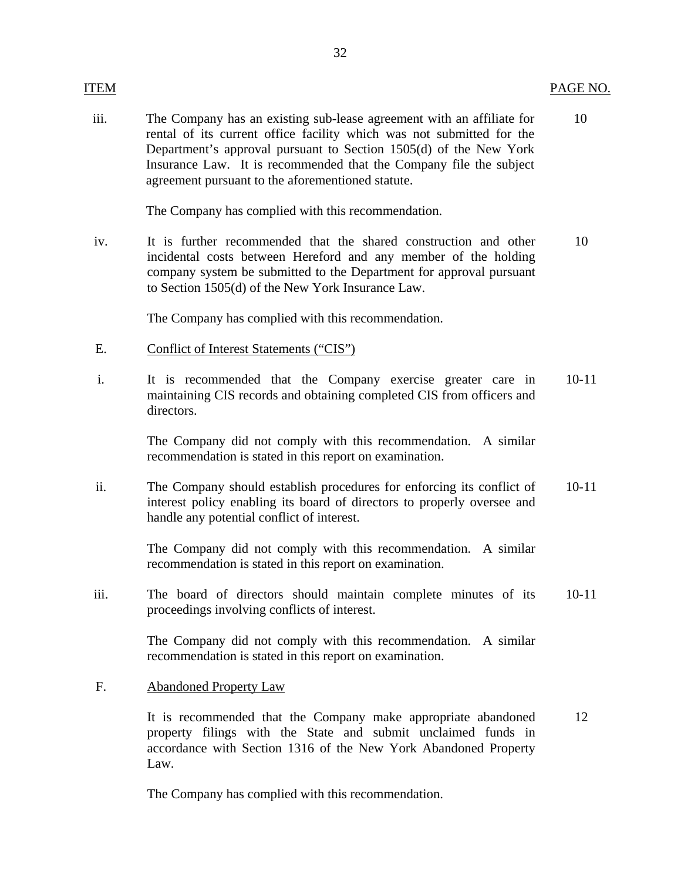| ITEM | | PAGE NO. |
|---|---|---|
| iii. | The Company has an existing sub-lease agreement with an affiliate for rental of its current office facility which was not submitted for the Department's approval pursuant to Section 1505(d) of the New York Insurance Law. It is recommended that the Company file the subject agreement pursuant to the aforementioned statute. | 10 |
| | The Company has complied with this recommendation. | |
| iv. | It is further recommended that the shared construction and other incidental costs between Hereford and any member of the holding company system be submitted to the Department for approval pursuant to Section 1505(d) of the New York Insurance Law. | 10 |
| | The Company has complied with this recommendation. | |
| E. | <u>Conflict of Interest Statements ("CIS")</u> | |
| i. | It is recommended that the Company exercise greater care in maintaining CIS records and obtaining completed CIS from officers and directors. | 10-11 |
| | The Company did not comply with this recommendation. A similar recommendation is stated in this report on examination. | |
| ii. | The Company should establish procedures for enforcing its conflict of interest policy enabling its board of directors to properly oversee and handle any potential conflict of interest. | 10-11 |
| | The Company did not comply with this recommendation. A similar recommendation is stated in this report on examination. | |
| iii. | The board of directors should maintain complete minutes of its proceedings involving conflicts of interest. | 10-11 |
| | The Company did not comply with this recommendation. A similar recommendation is stated in this report on examination. | |
| F. | <u>Abandoned Property Law</u> | |
| | It is recommended that the Company make appropriate abandoned property filings with the State and submit unclaimed funds in accordance with Section 1316 of the New York Abandoned Property Law. | 12 |
| | The Company has complied with this recommendation. | |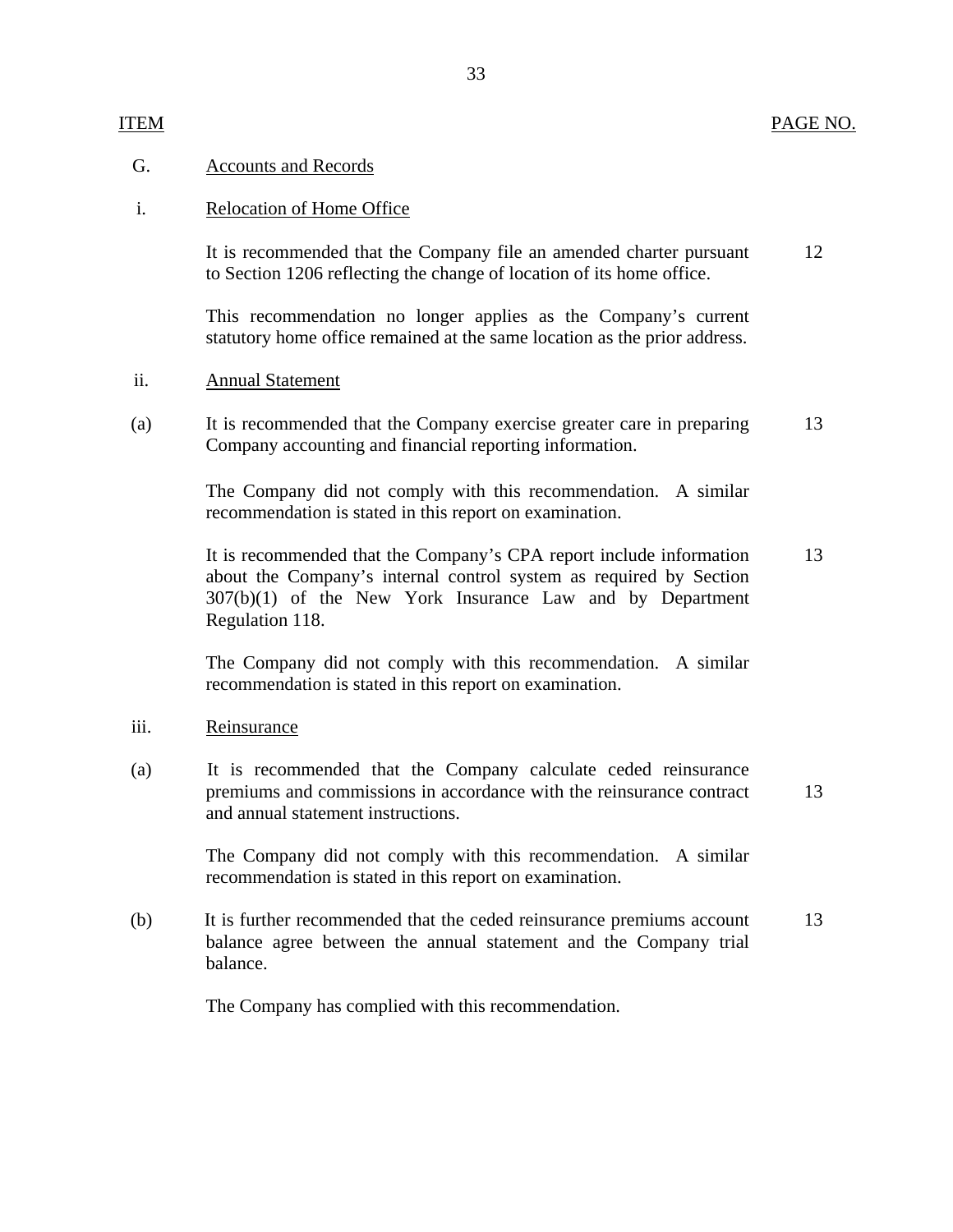| ITEM | | PAGE NO. |
|---|---|---|
| G. | Accounts and Records | |
| i. | Relocation of Home Office | |
| | It is recommended that the Company file an amended charter pursuant to Section 1206 reflecting the change of location of its home office. | 12 |
| | This recommendation no longer applies as the Company's current statutory home office remained at the same location as the prior address. | |
| ii. | Annual Statement | |
| (a) | It is recommended that the Company exercise greater care in preparing Company accounting and financial reporting information. | 13 |
| | The Company did not comply with this recommendation. A similar recommendation is stated in this report on examination. | |
| | It is recommended that the Company's CPA report include information about the Company's internal control system as required by Section 307(b)(1) of the New York Insurance Law and by Department Regulation 118. | 13 |
| | The Company did not comply with this recommendation. A similar recommendation is stated in this report on examination. | |
| iii. | Reinsurance | |
| (a) | It is recommended that the Company calculate ceded reinsurance premiums and commissions in accordance with the reinsurance contract and annual statement instructions. | 13 |
| | The Company did not comply with this recommendation. A similar recommendation is stated in this report on examination. | |
| (b) | It is further recommended that the ceded reinsurance premiums account balance agree between the annual statement and the Company trial balance. | 13 |
| | The Company has complied with this recommendation. | |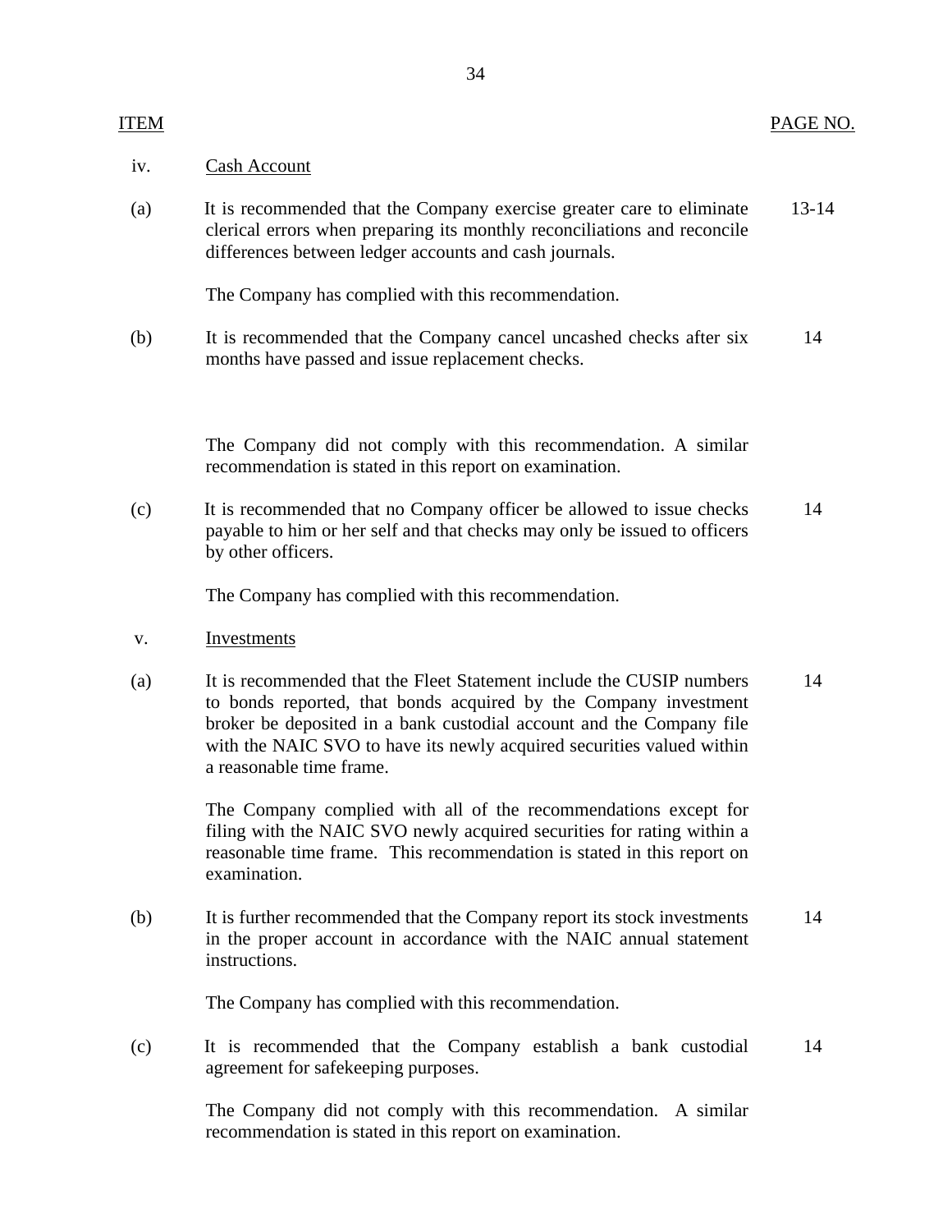| ITEM | | PAGE NO. |
|---|---|---|
| iv. | Cash Account | |
| (a) | It is recommended that the Company exercise greater care to eliminate clerical errors when preparing its monthly reconciliations and reconcile differences between ledger accounts and cash journals.<br><br>The Company has complied with this recommendation. | 13-14 |
| (b) | It is recommended that the Company cancel uncashed checks after six months have passed and issue replacement checks.<br><br>The Company did not comply with this recommendation. A similar recommendation is stated in this report on examination. | 14 |
| (c) | It is recommended that no Company officer be allowed to issue checks payable to him or her self and that checks may only be issued to officers by other officers.<br><br>The Company has complied with this recommendation. | 14 |
| v. | Investments | |
| (a) | It is recommended that the Fleet Statement include the CUSIP numbers to bonds reported, that bonds acquired by the Company investment broker be deposited in a bank custodial account and the Company file with the NAIC SVO to have its newly acquired securities valued within a reasonable time frame.<br><br>The Company complied with all of the recommendations except for filing with the NAIC SVO newly acquired securities for rating within a reasonable time frame. This recommendation is stated in this report on examination. | 14 |
| (b) | It is further recommended that the Company report its stock investments in the proper account in accordance with the NAIC annual statement instructions.<br><br>The Company has complied with this recommendation. | 14 |
| (c) | It is recommended that the Company establish a bank custodial agreement for safekeeping purposes.<br><br>The Company did not comply with this recommendation. A similar recommendation is stated in this report on examination. | 14 |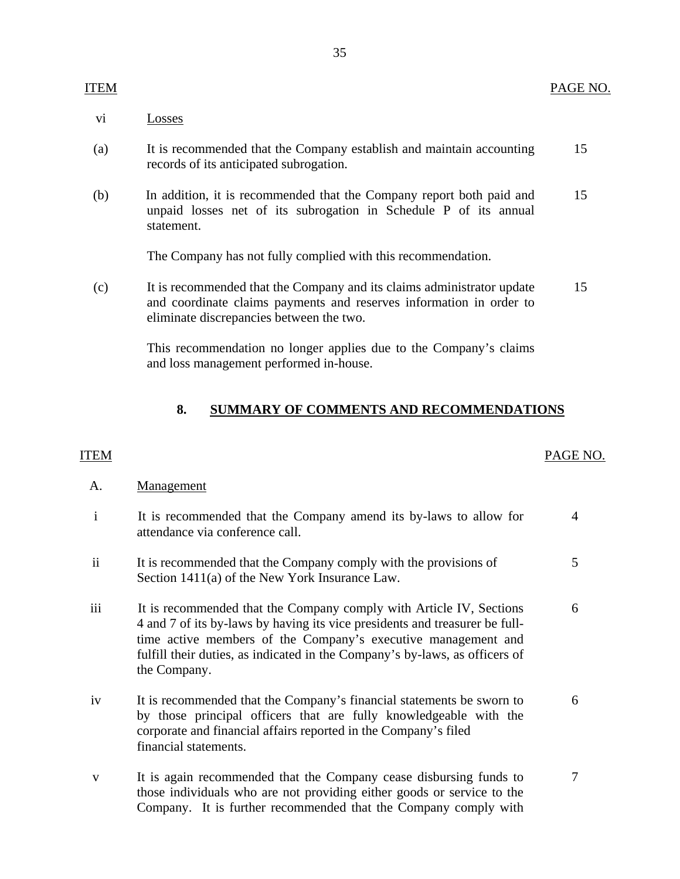| ITEM | | PAGE NO. |
|---|---|---|
| vi | Losses | |
| (a) | It is recommended that the Company establish and maintain accounting records of its anticipated subrogation. | 15 |
| (b) | In addition, it is recommended that the Company report both paid and unpaid losses net of its subrogation in Schedule P of its annual statement. <br><br> The Company has not fully complied with this recommendation. | 15 |
| (c) | It is recommended that the Company and its claims administrator update and coordinate claims payments and reserves information in order to eliminate discrepancies between the two. <br><br> This recommendation no longer applies due to the Company's claims and loss management performed in-house. | 15 |

## 8. SUMMARY OF COMMENTS AND RECOMMENDATIONS

| ITEM | | PAGE NO. |
|---|---|---|
| A. | Management | |
| i | It is recommended that the Company amend its by-laws to allow for attendance via conference call. | 4 |
| ii | It is recommended that the Company comply with the provisions of Section 1411(a) of the New York Insurance Law. | 5 |
| iii | It is recommended that the Company comply with Article IV, Sections 4 and 7 of its by-laws by having its vice presidents and treasurer be full-time active members of the Company's executive management and fulfill their duties, as indicated in the Company's by-laws, as officers of the Company. | 6 |
| iv | It is recommended that the Company's financial statements be sworn to by those principal officers that are fully knowledgeable with the corporate and financial affairs reported in the Company's filed financial statements. | 6 |
| v | It is again recommended that the Company cease disbursing funds to those individuals who are not providing either goods or service to the Company. It is further recommended that the Company comply with | 7 |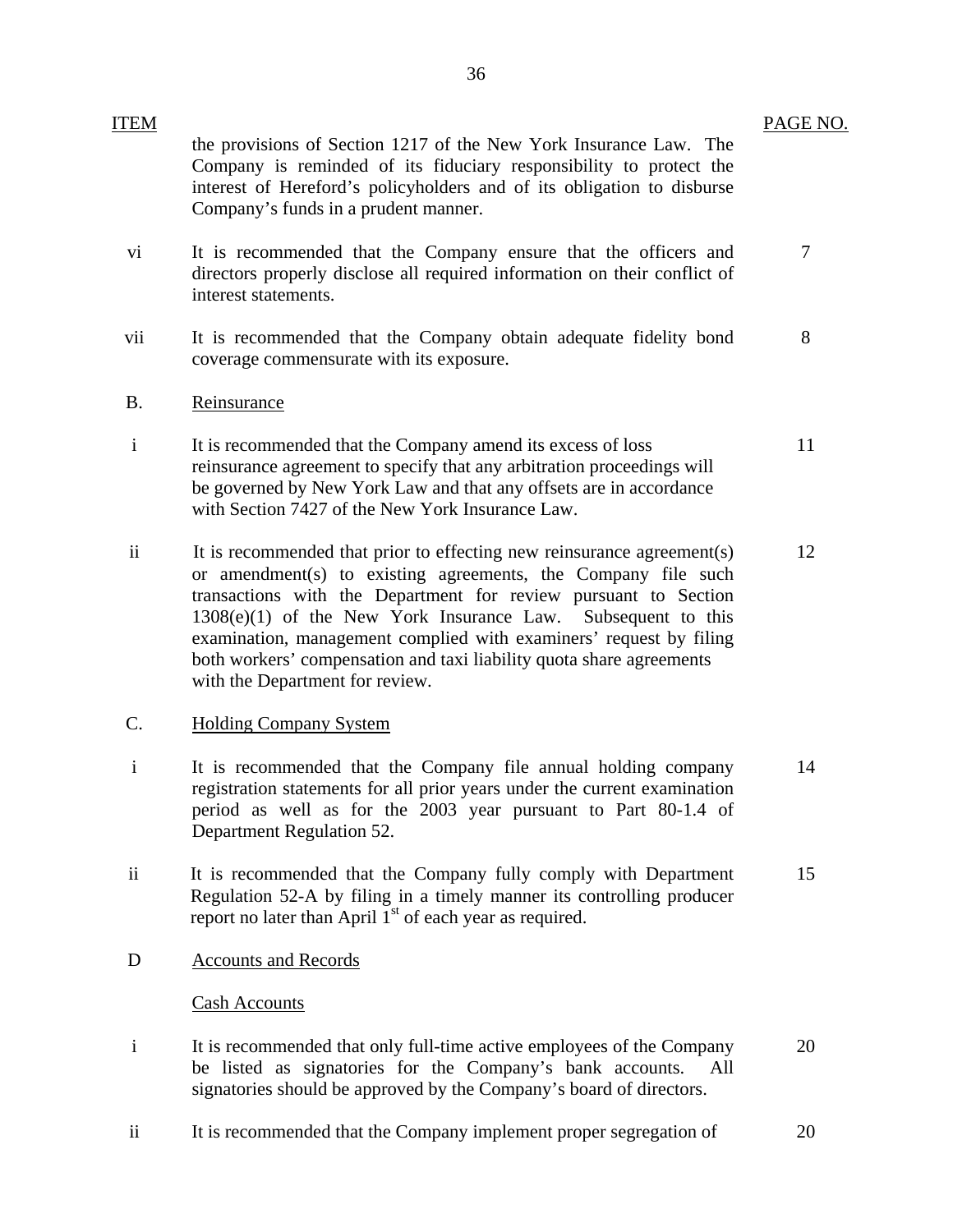| ITEM | | PAGE NO. |
|---|---|---|
| | the provisions of Section 1217 of the New York Insurance Law. The Company is reminded of its fiduciary responsibility to protect the interest of Hereford's policyholders and of its obligation to disburse Company's funds in a prudent manner. | |
| vi | It is recommended that the Company ensure that the officers and directors properly disclose all required information on their conflict of interest statements. | 7 |
| vii | It is recommended that the Company obtain adequate fidelity bond coverage commensurate with its exposure. | 8 |
| B. | Reinsurance | |
| i | It is recommended that the Company amend its excess of loss reinsurance agreement to specify that any arbitration proceedings will be governed by New York Law and that any offsets are in accordance with Section 7427 of the New York Insurance Law. | 11 |
| ii | It is recommended that prior to effecting new reinsurance agreement(s) or amendment(s) to existing agreements, the Company file such transactions with the Department for review pursuant to Section 1308(e)(1) of the New York Insurance Law. Subsequent to this examination, management complied with examiners' request by filing both workers' compensation and taxi liability quota share agreements with the Department for review. | 12 |
| C. | Holding Company System | |
| i | It is recommended that the Company file annual holding company registration statements for all prior years under the current examination period as well as for the 2003 year pursuant to Part 80-1.4 of Department Regulation 52. | 14 |
| ii | It is recommended that the Company fully comply with Department Regulation 52-A by filing in a timely manner its controlling producer report no later than April 1st of each year as required. | 15 |
| D | Accounts and Records | |
| | Cash Accounts | |
| i | It is recommended that only full-time active employees of the Company be listed as signatories for the Company's bank accounts. All signatories should be approved by the Company's board of directors. | 20 |
| ii | It is recommended that the Company implement proper segregation of | 20 |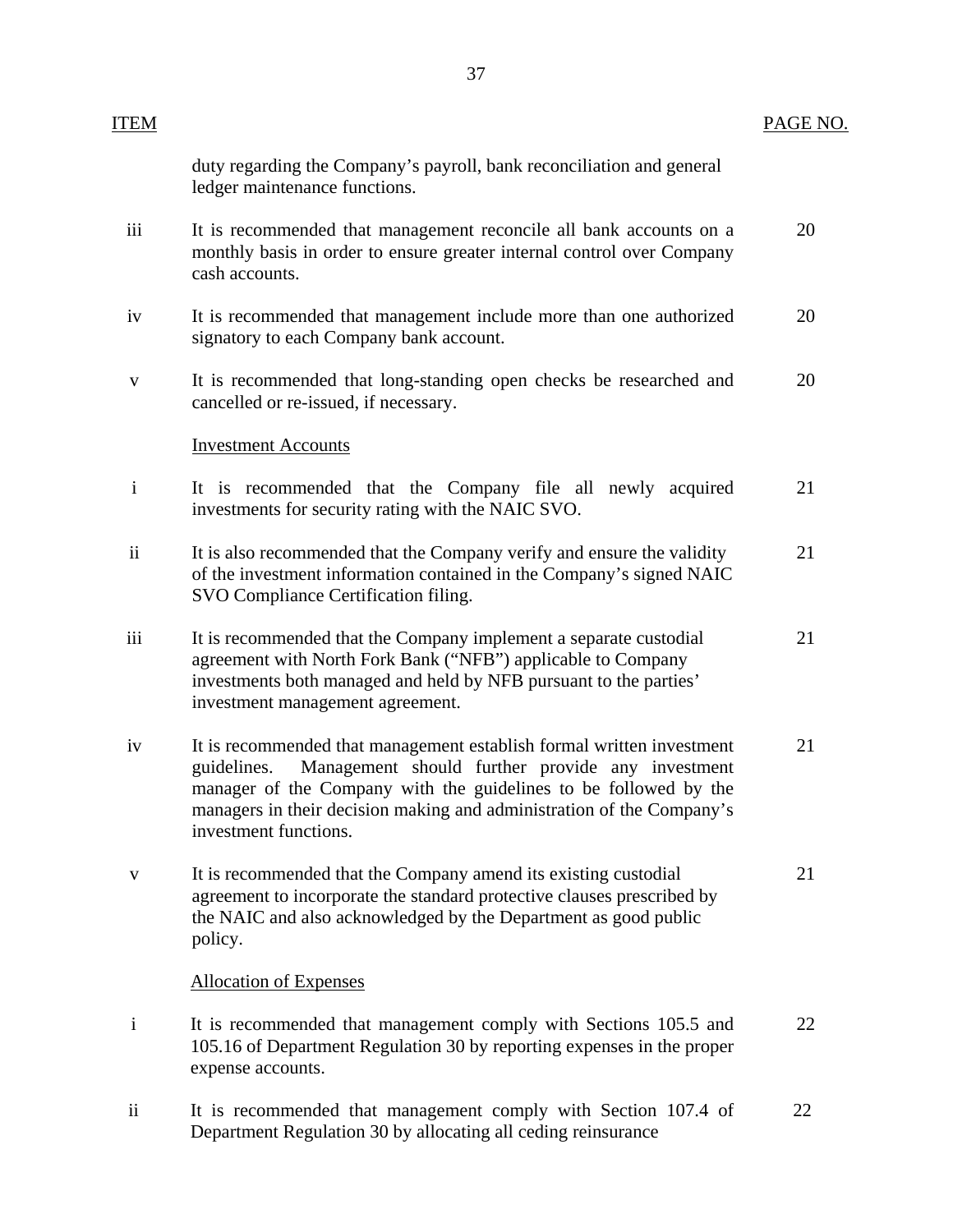| ITEM | | PAGE NO. |
|---|---|---|
| | duty regarding the Company's payroll, bank reconciliation and general ledger maintenance functions. | |
| iii | It is recommended that management reconcile all bank accounts on a monthly basis in order to ensure greater internal control over Company cash accounts. | 20 |
| iv | It is recommended that management include more than one authorized signatory to each Company bank account. | 20 |
| v | It is recommended that long-standing open checks be researched and cancelled or re-issued, if necessary. | 20 |
| | <u>Investment Accounts</u> | |
| i | It is recommended that the Company file all newly acquired investments for security rating with the NAIC SVO. | 21 |
| ii | It is also recommended that the Company verify and ensure the validity of the investment information contained in the Company's signed NAIC SVO Compliance Certification filing. | 21 |
| iii | It is recommended that the Company implement a separate custodial agreement with North Fork Bank ("NFB") applicable to Company investments both managed and held by NFB pursuant to the parties' investment management agreement. | 21 |
| iv | It is recommended that management establish formal written investment guidelines. Management should further provide any investment manager of the Company with the guidelines to be followed by the managers in their decision making and administration of the Company's investment functions. | 21 |
| v | It is recommended that the Company amend its existing custodial agreement to incorporate the standard protective clauses prescribed by the NAIC and also acknowledged by the Department as good public policy. | 21 |
| | <u>Allocation of Expenses</u> | |
| i | It is recommended that management comply with Sections 105.5 and 105.16 of Department Regulation 30 by reporting expenses in the proper expense accounts. | 22 |
| ii | It is recommended that management comply with Section 107.4 of Department Regulation 30 by allocating all ceding reinsurance | 22 |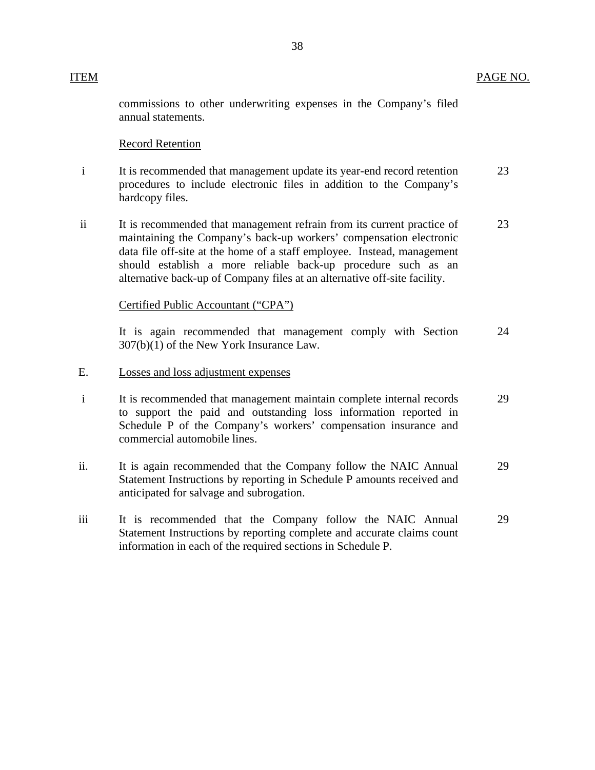| ITEM | | PAGE NO. |
|---|---|---|
| | commissions to other underwriting expenses in the Company's filed annual statements. | |
| | Record Retention | |
| i | It is recommended that management update its year-end record retention procedures to include electronic files in addition to the Company's hardcopy files. | 23 |
| ii | It is recommended that management refrain from its current practice of maintaining the Company's back-up workers' compensation electronic data file off-site at the home of a staff employee. Instead, management should establish a more reliable back-up procedure such as an alternative back-up of Company files at an alternative off-site facility. | 23 |
| | Certified Public Accountant ("CPA") | |
| | It is again recommended that management comply with Section 307(b)(1) of the New York Insurance Law. | 24 |
| E. | Losses and loss adjustment expenses | |
| i | It is recommended that management maintain complete internal records to support the paid and outstanding loss information reported in Schedule P of the Company's workers' compensation insurance and commercial automobile lines. | 29 |
| ii. | It is again recommended that the Company follow the NAIC Annual Statement Instructions by reporting in Schedule P amounts received and anticipated for salvage and subrogation. | 29 |
| iii | It is recommended that the Company follow the NAIC Annual Statement Instructions by reporting complete and accurate claims count information in each of the required sections in Schedule P. | 29 |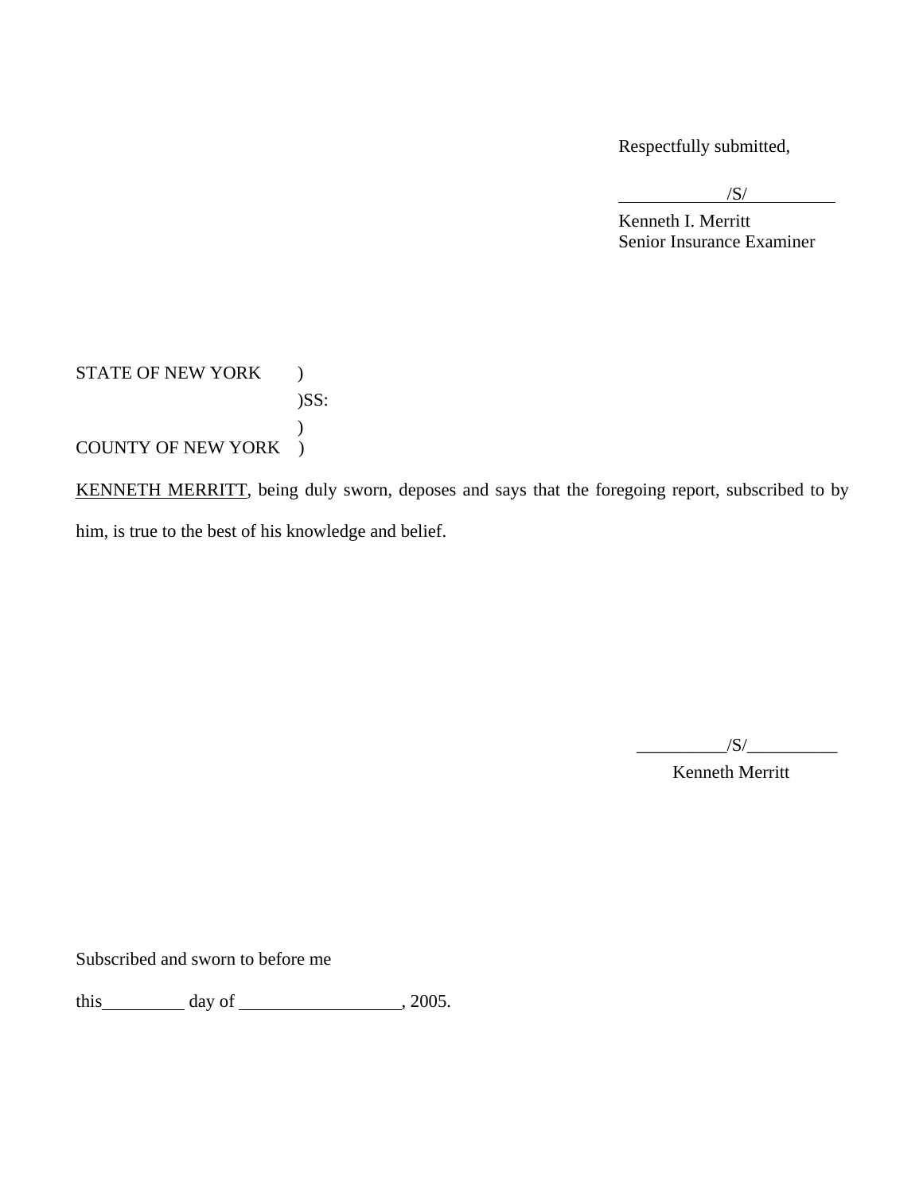Respectfully submitted,

/S/

Kenneth I. Merritt
Senior Insurance Examiner

STATE OF NEW YORK )
)SS:
)
COUNTY OF NEW YORK )

KENNETH MERRITT, being duly sworn, deposes and says that the foregoing report, subscribed to by him, is true to the best of his knowledge and belief.

/S/

Kenneth Merritt

Subscribed and sworn to before me

this_________ day of __________________, 2005.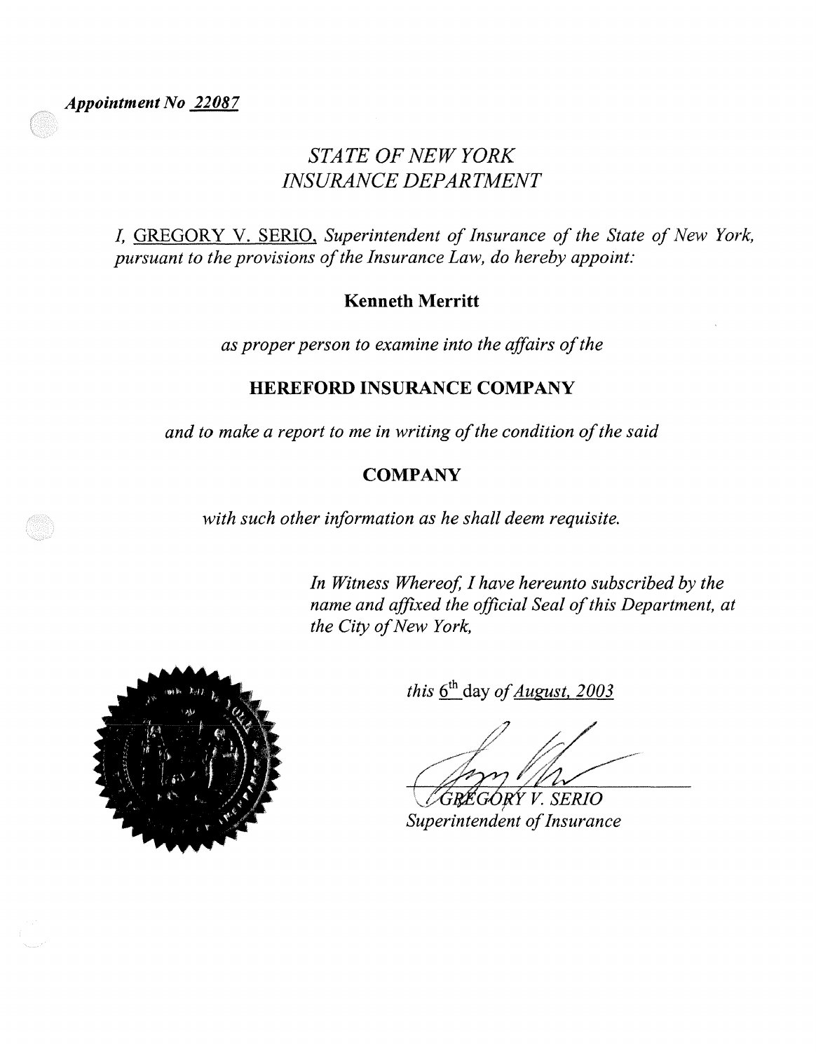***Appointment No*** 22087

## *STATE OF NEW YORK*
## *INSURANCE DEPARTMENT*

*I,* GREGORY V. SERIO, *Superintendent of Insurance of the State of New York, pursuant to the provisions of the Insurance Law, do hereby appoint:*

**Kenneth Merritt**

*as proper person to examine into the affairs of the*

**HEREFORD INSURANCE COMPANY**

*and to make a report to me in writing of the condition of the said*

**COMPANY**

*with such other information as he shall deem requisite.*

*In Witness Whereof, I have hereunto subscribed by the name and affixed the official Seal of this Department, at the City of New York,*

*this* 6th day *of* August, 2003

*GREGORY V. SERIO*
*Superintendent of Insurance*